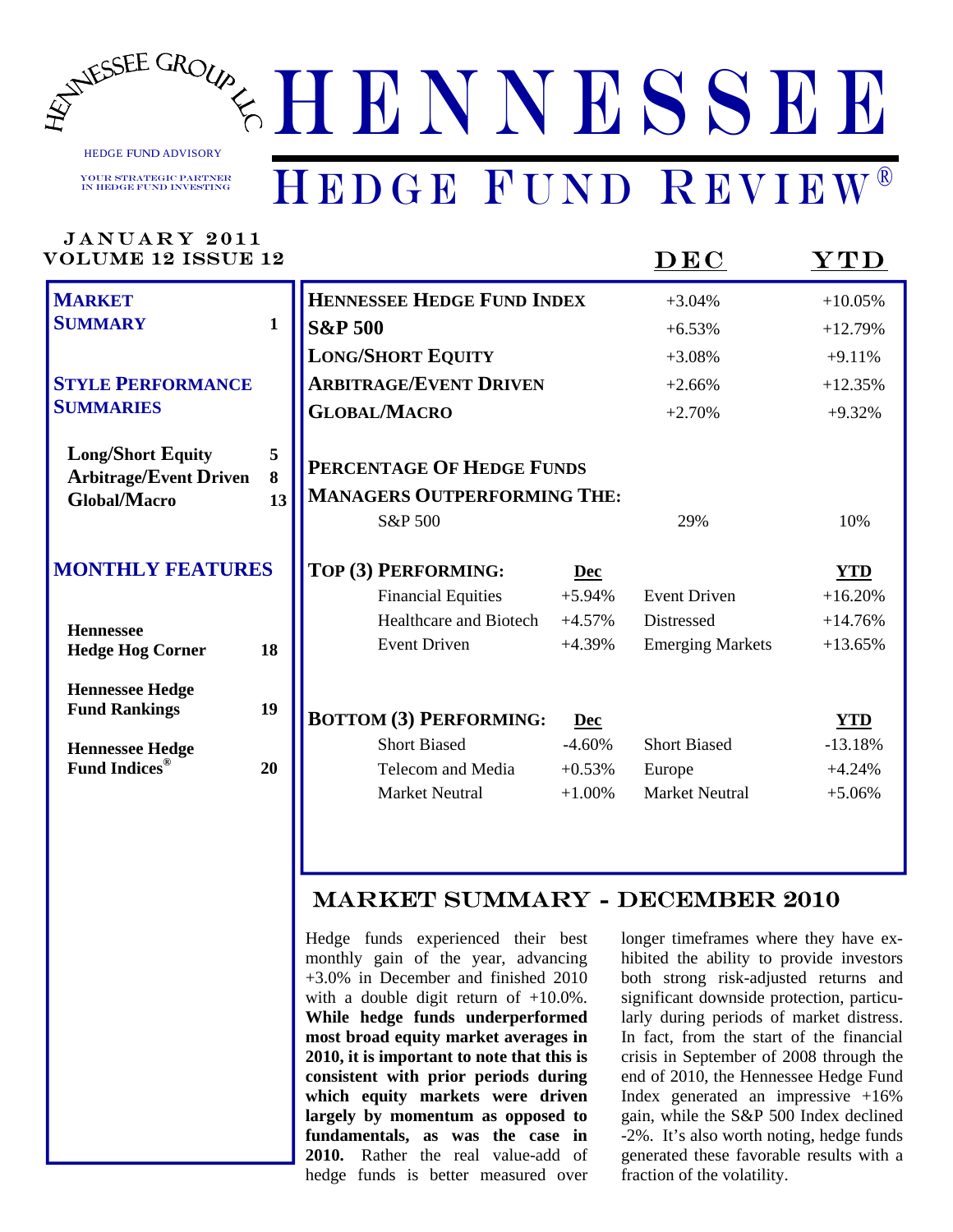HENNESSEE GROUP LLC

HEDGE FUND ADVISORY

YOUR STRATEGIC PARTNER IN HEDGE FUND INVESTING

# HENNESSEE

# HEDGE FUND REVIEW®

JANUARY 2011
VOLUME 12 ISSUE 12

| | |
|---|---|
| **MARKET SUMMARY** | 1 |
| **STYLE PERFORMANCE SUMMARIES** | |
| Long/Short Equity | 5 |
| Arbitrage/Event Driven | 8 |
| Global/Macro | 13 |
| **MONTHLY FEATURES** | |
| Hennessee Hedge Hog Corner | 18 |
| Hennessee Hedge Fund Rankings | 19 |
| Hennessee Hedge Fund Indices® | 20 |

| | DEC | YTD |
|---|---|---|
| **HENNESSEE HEDGE FUND INDEX** | +3.04% | +10.05% |
| **S&P 500** | +6.53% | +12.79% |
| **LONG/SHORT EQUITY** | +3.08% | +9.11% |
| **ARBITRAGE/EVENT DRIVEN** | +2.66% | +12.35% |
| **GLOBAL/MACRO** | +2.70% | +9.32% |

**PERCENTAGE OF HEDGE FUNDS MANAGERS OUTPERFORMING THE:**

| | DEC | YTD |
|---|---|---|
| S&P 500 | 29% | 10% |

| **TOP (3) PERFORMING:** | **Dec** | | **YTD** |
|---|---|---|---|
| Financial Equities | +5.94% | Event Driven | +16.20% |
| Healthcare and Biotech | +4.57% | Distressed | +14.76% |
| Event Driven | +4.39% | Emerging Markets | +13.65% |

| **BOTTOM (3) PERFORMING:** | **Dec** | | **YTD** |
|---|---|---|---|
| Short Biased | -4.60% | Short Biased | -13.18% |
| Telecom and Media | +0.53% | Europe | +4.24% |
| Market Neutral | +1.00% | Market Neutral | +5.06% |

## MARKET SUMMARY - DECEMBER 2010

Hedge funds experienced their best monthly gain of the year, advancing +3.0% in December and finished 2010 with a double digit return of +10.0%. **While hedge funds underperformed most broad equity market averages in 2010, it is important to note that this is consistent with prior periods during which equity markets were driven largely by momentum as opposed to fundamentals, as was the case in 2010.** Rather the real value-add of hedge funds is better measured over longer timeframes where they have exhibited the ability to provide investors both strong risk-adjusted returns and significant downside protection, particularly during periods of market distress. In fact, from the start of the financial crisis in September of 2008 through the end of 2010, the Hennessee Hedge Fund Index generated an impressive +16% gain, while the S&P 500 Index declined -2%. It's also worth noting, hedge funds generated these favorable results with a fraction of the volatility.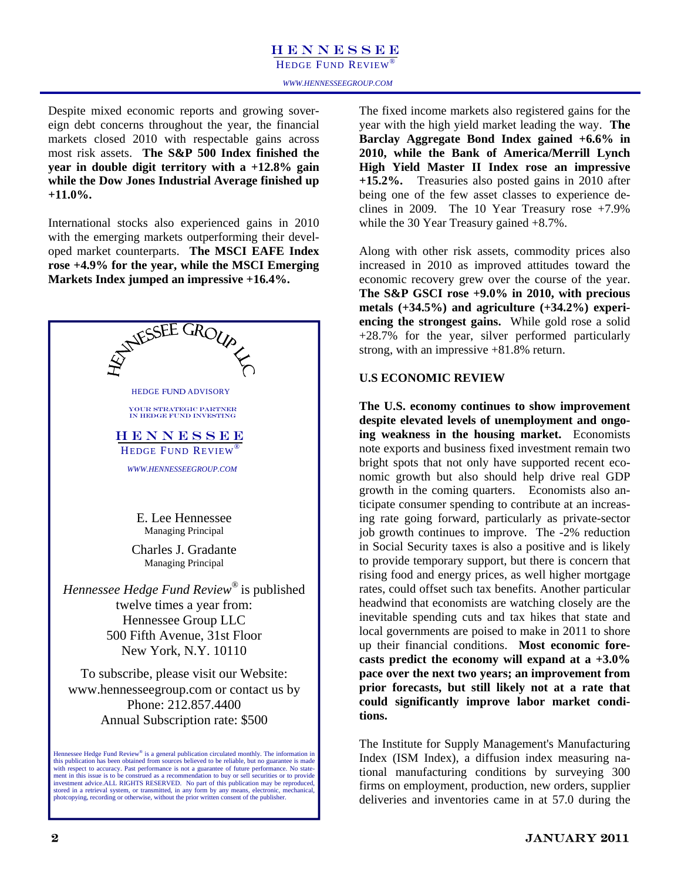Despite mixed economic reports and growing sovereign debt concerns throughout the year, the financial markets closed 2010 with respectable gains across most risk assets. **The S&P 500 Index finished the year in double digit territory with a +12.8% gain while the Dow Jones Industrial Average finished up +11.0%.**

International stocks also experienced gains in 2010 with the emerging markets outperforming their developed market counterparts. **The MSCI EAFE Index rose +4.9% for the year, while the MSCI Emerging Markets Index jumped an impressive +16.4%.**

HENNESSEE GROUP LLC

HEDGE FUND ADVISORY

YOUR STRATEGIC PARTNER IN HEDGE FUND INVESTING

HENNESSEE HEDGE FUND REVIEW®

WWW.HENNESSEEGROUP.COM

E. Lee Hennessee
Managing Principal

Charles J. Gradante
Managing Principal

*Hennessee Hedge Fund Review®* is published twelve times a year from:
Hennessee Group LLC
500 Fifth Avenue, 31st Floor
New York, N.Y. 10110

To subscribe, please visit our Website: www.hennesseegroup.com or contact us by Phone: 212.857.4400
Annual Subscription rate: $500

Hennessee Hedge Fund Review® is a general publication circulated monthly. The information in this publication has been obtained from sources believed to be reliable, but no guarantee is made with respect to accuracy. Past performance is not a guarantee of future performance. No statement in this issue is to be construed as a recommendation to buy or sell securities or to provide investment advice.ALL RIGHTS RESERVED. No part of this publication may be reproduced, stored in a retrieval system, or transmitted, in any form by any means, electronic, mechanical, photocopying, recording or otherwise, without the prior written consent of the publisher.

The fixed income markets also registered gains for the year with the high yield market leading the way. **The Barclay Aggregate Bond Index gained +6.6% in 2010, while the Bank of America/Merrill Lynch High Yield Master II Index rose an impressive +15.2%.** Treasuries also posted gains in 2010 after being one of the few asset classes to experience declines in 2009. The 10 Year Treasury rose +7.9% while the 30 Year Treasury gained +8.7%.

Along with other risk assets, commodity prices also increased in 2010 as improved attitudes toward the economic recovery grew over the course of the year. **The S&P GSCI rose +9.0% in 2010, with precious metals (+34.5%) and agriculture (+34.2%) experiencing the strongest gains.** While gold rose a solid +28.7% for the year, silver performed particularly strong, with an impressive +81.8% return.

## U.S ECONOMIC REVIEW

**The U.S. economy continues to show improvement despite elevated levels of unemployment and ongoing weakness in the housing market.** Economists note exports and business fixed investment remain two bright spots that not only have supported recent economic growth but also should help drive real GDP growth in the coming quarters. Economists also anticipate consumer spending to contribute at an increasing rate going forward, particularly as private-sector job growth continues to improve. The -2% reduction in Social Security taxes is also a positive and is likely to provide temporary support, but there is concern that rising food and energy prices, as well higher mortgage rates, could offset such tax benefits. Another particular headwind that economists are watching closely are the inevitable spending cuts and tax hikes that state and local governments are poised to make in 2011 to shore up their financial conditions. **Most economic forecasts predict the economy will expand at a +3.0% pace over the next two years; an improvement from prior forecasts, but still likely not at a rate that could significantly improve labor market conditions.**

The Institute for Supply Management's Manufacturing Index (ISM Index), a diffusion index measuring national manufacturing conditions by surveying 300 firms on employment, production, new orders, supplier deliveries and inventories came in at 57.0 during the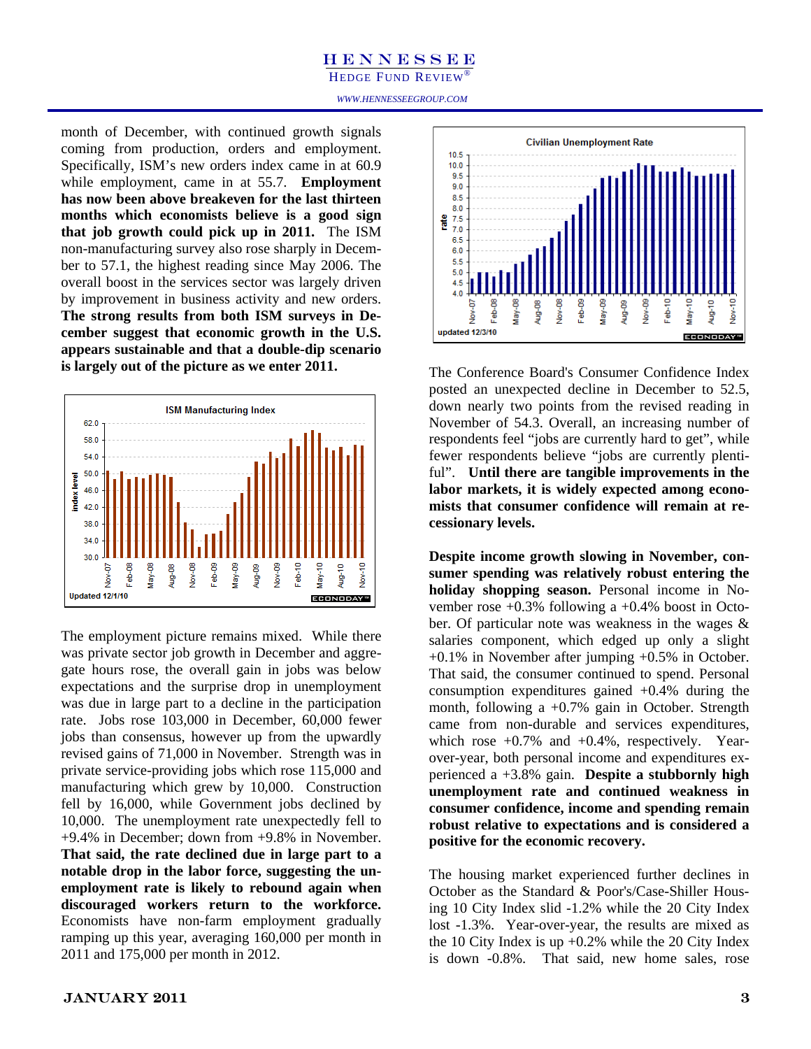month of December, with continued growth signals coming from production, orders and employment. Specifically, ISM's new orders index came in at 60.9 while employment, came in at 55.7. **Employment has now been above breakeven for the last thirteen months which economists believe is a good sign that job growth could pick up in 2011.** The ISM non-manufacturing survey also rose sharply in December to 57.1, the highest reading since May 2006. The overall boost in the services sector was largely driven by improvement in business activity and new orders. **The strong results from both ISM surveys in December suggest that economic growth in the U.S. appears sustainable and that a double-dip scenario is largely out of the picture as we enter 2011.**

The employment picture remains mixed. While there was private sector job growth in December and aggregate hours rose, the overall gain in jobs was below expectations and the surprise drop in unemployment was due in large part to a decline in the participation rate. Jobs rose 103,000 in December, 60,000 fewer jobs than consensus, however up from the upwardly revised gains of 71,000 in November. Strength was in private service-providing jobs which rose 115,000 and manufacturing which grew by 10,000. Construction fell by 16,000, while Government jobs declined by 10,000. The unemployment rate unexpectedly fell to +9.4% in December; down from +9.8% in November. **That said, the rate declined due in large part to a notable drop in the labor force, suggesting the unemployment rate is likely to rebound again when discouraged workers return to the workforce.** Economists have non-farm employment gradually ramping up this year, averaging 160,000 per month in 2011 and 175,000 per month in 2012.

The Conference Board's Consumer Confidence Index posted an unexpected decline in December to 52.5, down nearly two points from the revised reading in November of 54.3. Overall, an increasing number of respondents feel "jobs are currently hard to get", while fewer respondents believe "jobs are currently plentiful". **Until there are tangible improvements in the labor markets, it is widely expected among economists that consumer confidence will remain at recessionary levels.**

**Despite income growth slowing in November, consumer spending was relatively robust entering the holiday shopping season.** Personal income in November rose +0.3% following a +0.4% boost in October. Of particular note was weakness in the wages & salaries component, which edged up only a slight +0.1% in November after jumping +0.5% in October. That said, the consumer continued to spend. Personal consumption expenditures gained +0.4% during the month, following a +0.7% gain in October. Strength came from non-durable and services expenditures, which rose +0.7% and +0.4%, respectively. Year-over-year, both personal income and expenditures experienced a +3.8% gain. **Despite a stubbornly high unemployment rate and continued weakness in consumer confidence, income and spending remain robust relative to expectations and is considered a positive for the economic recovery.**

The housing market experienced further declines in October as the Standard & Poor's/Case-Shiller Housing 10 City Index slid -1.2% while the 20 City Index lost -1.3%. Year-over-year, the results are mixed as the 10 City Index is up +0.2% while the 20 City Index is down -0.8%. That said, new home sales, rose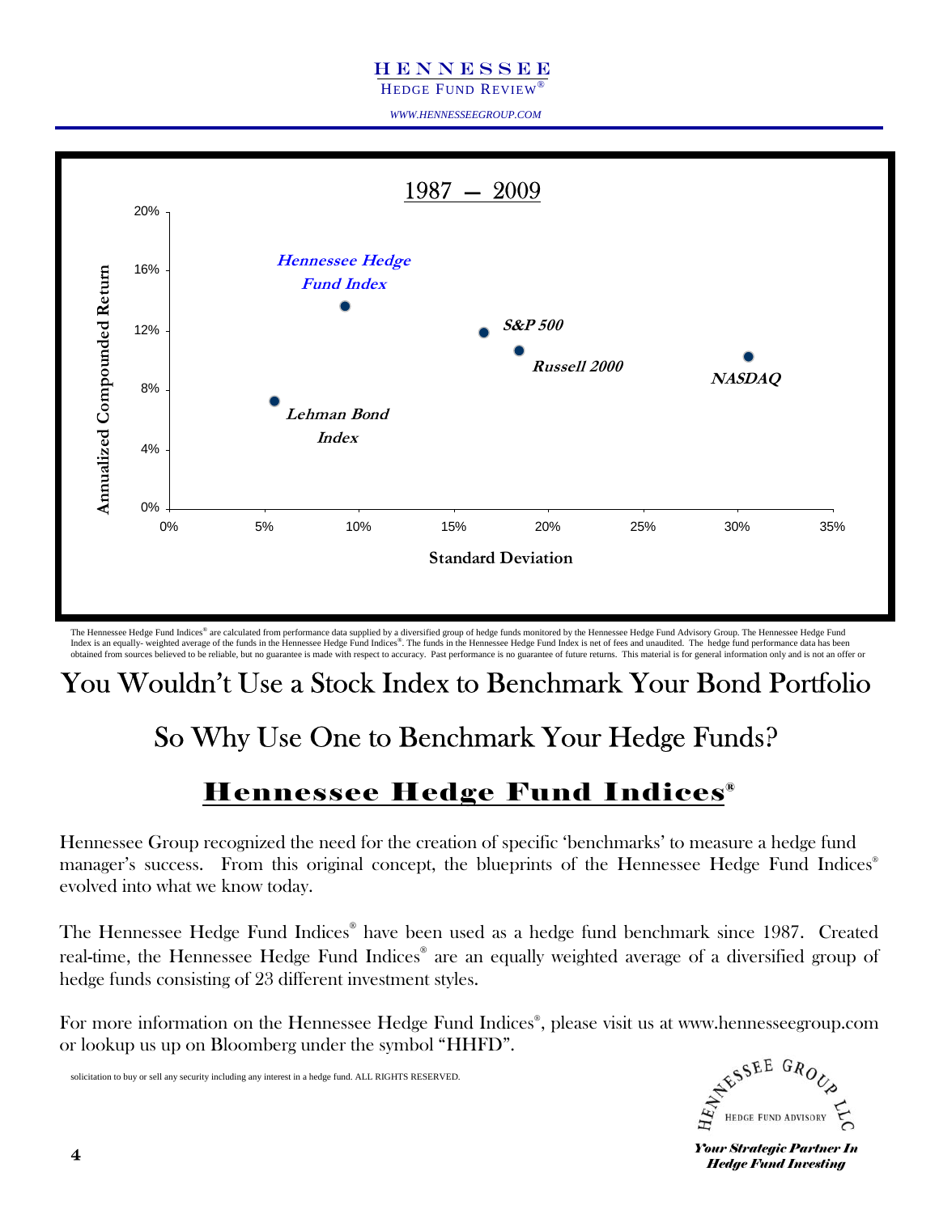1987 — 2009

Annualized Compounded Return vs. Standard Deviation

- Hennessee Hedge Fund Index
- S&P 500
- Russell 2000
- NASDAQ
- Lehman Bond Index

The Hennessee Hedge Fund Indices® are calculated from performance data supplied by a diversified group of hedge funds monitored by the Hennessee Hedge Fund Advisory Group. The Hennessee Hedge Fund Index is an equally- weighted average of the funds in the Hennessee Hedge Fund Indices®. The funds in the Hennessee Hedge Fund Index is net of fees and unaudited. The hedge fund performance data has been obtained from sources believed to be reliable, but no guarantee is made with respect to accuracy. Past performance is no guarantee of future returns. This material is for general information only and is not an offer or solicitation to buy or sell any security including any interest in a hedge fund. ALL RIGHTS RESERVED.

# You Wouldn't Use a Stock Index to Benchmark Your Bond Portfolio

## So Why Use One to Benchmark Your Hedge Funds?

## Hennessee Hedge Fund Indices®

Hennessee Group recognized the need for the creation of specific 'benchmarks' to measure a hedge fund manager's success. From this original concept, the blueprints of the Hennessee Hedge Fund Indices® evolved into what we know today.

The Hennessee Hedge Fund Indices® have been used as a hedge fund benchmark since 1987. Created real-time, the Hennessee Hedge Fund Indices® are an equally weighted average of a diversified group of hedge funds consisting of 23 different investment styles.

For more information on the Hennessee Hedge Fund Indices®, please visit us at www.hennesseegroup.com or lookup us up on Bloomberg under the symbol "HHFD".

HENNESSEE GROUP LLC
HEDGE FUND ADVISORY

***Your Strategic Partner In Hedge Fund Investing***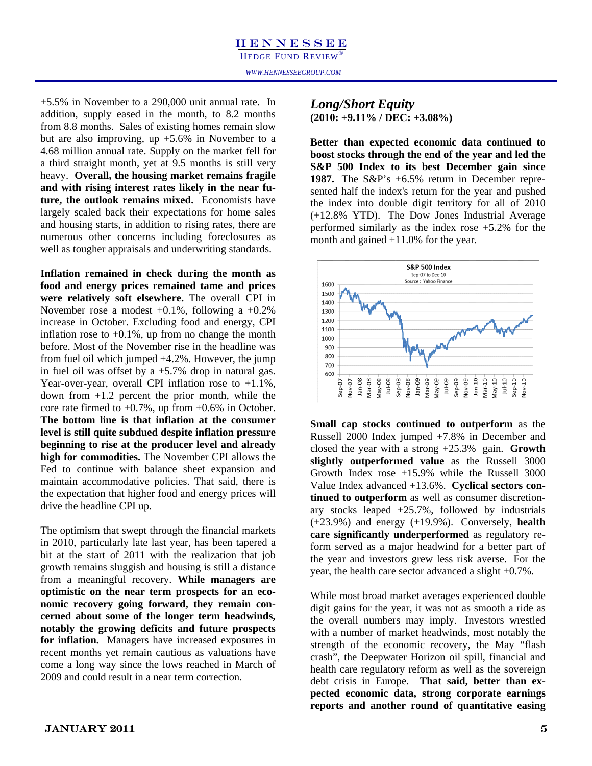+5.5% in November to a 290,000 unit annual rate. In addition, supply eased in the month, to 8.2 months from 8.8 months. Sales of existing homes remain slow but are also improving, up +5.6% in November to a 4.68 million annual rate. Supply on the market fell for a third straight month, yet at 9.5 months is still very heavy. **Overall, the housing market remains fragile and with rising interest rates likely in the near future, the outlook remains mixed.** Economists have largely scaled back their expectations for home sales and housing starts, in addition to rising rates, there are numerous other concerns including foreclosures as well as tougher appraisals and underwriting standards.

**Inflation remained in check during the month as food and energy prices remained tame and prices were relatively soft elsewhere.** The overall CPI in November rose a modest +0.1%, following a +0.2% increase in October. Excluding food and energy, CPI inflation rose to +0.1%, up from no change the month before. Most of the November rise in the headline was from fuel oil which jumped +4.2%. However, the jump in fuel oil was offset by a +5.7% drop in natural gas. Year-over-year, overall CPI inflation rose to +1.1%, down from +1.2 percent the prior month, while the core rate firmed to +0.7%, up from +0.6% in October. **The bottom line is that inflation at the consumer level is still quite subdued despite inflation pressure beginning to rise at the producer level and already high for commodities.** The November CPI allows the Fed to continue with balance sheet expansion and maintain accommodative policies. That said, there is the expectation that higher food and energy prices will drive the headline CPI up.

The optimism that swept through the financial markets in 2010, particularly late last year, has been tapered a bit at the start of 2011 with the realization that job growth remains sluggish and housing is still a distance from a meaningful recovery. **While managers are optimistic on the near term prospects for an economic recovery going forward, they remain concerned about some of the longer term headwinds, notably the growing deficits and future prospects for inflation.** Managers have increased exposures in recent months yet remain cautious as valuations have come a long way since the lows reached in March of 2009 and could result in a near term correction.

## *Long/Short Equity*

**(2010: +9.11% / DEC: +3.08%)**

**Better than expected economic data continued to boost stocks through the end of the year and led the S&P 500 Index to its best December gain since 1987.** The S&P's +6.5% return in December represented half the index's return for the year and pushed the index into double digit territory for all of 2010 (+12.8% YTD). The Dow Jones Industrial Average performed similarly as the index rose +5.2% for the month and gained +11.0% for the year.

S&P 500 Index
Sep-07 to Dec-10
Source: Yahoo Finance

**Small cap stocks continued to outperform** as the Russell 2000 Index jumped +7.8% in December and closed the year with a strong +25.3% gain. **Growth slightly outperformed value** as the Russell 3000 Growth Index rose +15.9% while the Russell 3000 Value Index advanced +13.6%. **Cyclical sectors continued to outperform** as well as consumer discretionary stocks leaped +25.7%, followed by industrials (+23.9%) and energy (+19.9%). Conversely, **health care significantly underperformed** as regulatory reform served as a major headwind for a better part of the year and investors grew less risk averse. For the year, the health care sector advanced a slight +0.7%.

While most broad market averages experienced double digit gains for the year, it was not as smooth a ride as the overall numbers may imply. Investors wrestled with a number of market headwinds, most notably the strength of the economic recovery, the May "flash crash", the Deepwater Horizon oil spill, financial and health care regulatory reform as well as the sovereign debt crisis in Europe. **That said, better than expected economic data, strong corporate earnings reports and another round of quantitative easing**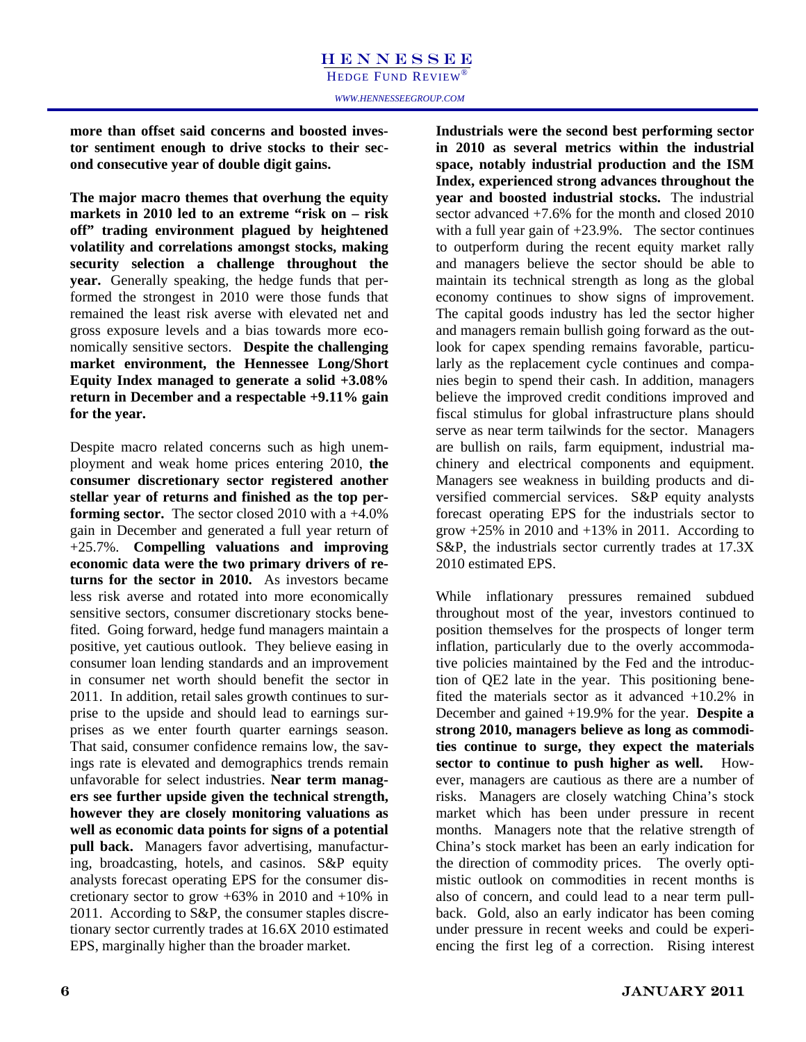**more than offset said concerns and boosted investor sentiment enough to drive stocks to their second consecutive year of double digit gains.**

**The major macro themes that overhung the equity markets in 2010 led to an extreme "risk on – risk off" trading environment plagued by heightened volatility and correlations amongst stocks, making security selection a challenge throughout the year.** Generally speaking, the hedge funds that performed the strongest in 2010 were those funds that remained the least risk averse with elevated net and gross exposure levels and a bias towards more economically sensitive sectors. **Despite the challenging market environment, the Hennessee Long/Short Equity Index managed to generate a solid +3.08% return in December and a respectable +9.11% gain for the year.**

Despite macro related concerns such as high unemployment and weak home prices entering 2010, **the consumer discretionary sector registered another stellar year of returns and finished as the top performing sector.** The sector closed 2010 with a +4.0% gain in December and generated a full year return of +25.7%. **Compelling valuations and improving economic data were the two primary drivers of returns for the sector in 2010.** As investors became less risk averse and rotated into more economically sensitive sectors, consumer discretionary stocks benefited. Going forward, hedge fund managers maintain a positive, yet cautious outlook. They believe easing in consumer loan lending standards and an improvement in consumer net worth should benefit the sector in 2011. In addition, retail sales growth continues to surprise to the upside and should lead to earnings surprises as we enter fourth quarter earnings season. That said, consumer confidence remains low, the savings rate is elevated and demographics trends remain unfavorable for select industries. **Near term managers see further upside given the technical strength, however they are closely monitoring valuations as well as economic data points for signs of a potential pull back.** Managers favor advertising, manufacturing, broadcasting, hotels, and casinos. S&P equity analysts forecast operating EPS for the consumer discretionary sector to grow +63% in 2010 and +10% in 2011. According to S&P, the consumer staples discretionary sector currently trades at 16.6X 2010 estimated EPS, marginally higher than the broader market.

**Industrials were the second best performing sector in 2010 as several metrics within the industrial space, notably industrial production and the ISM Index, experienced strong advances throughout the year and boosted industrial stocks.** The industrial sector advanced +7.6% for the month and closed 2010 with a full year gain of +23.9%. The sector continues to outperform during the recent equity market rally and managers believe the sector should be able to maintain its technical strength as long as the global economy continues to show signs of improvement. The capital goods industry has led the sector higher and managers remain bullish going forward as the outlook for capex spending remains favorable, particularly as the replacement cycle continues and companies begin to spend their cash. In addition, managers believe the improved credit conditions improved and fiscal stimulus for global infrastructure plans should serve as near term tailwinds for the sector. Managers are bullish on rails, farm equipment, industrial machinery and electrical components and equipment. Managers see weakness in building products and diversified commercial services. S&P equity analysts forecast operating EPS for the industrials sector to grow +25% in 2010 and +13% in 2011. According to S&P, the industrials sector currently trades at 17.3X 2010 estimated EPS.

While inflationary pressures remained subdued throughout most of the year, investors continued to position themselves for the prospects of longer term inflation, particularly due to the overly accommodative policies maintained by the Fed and the introduction of QE2 late in the year. This positioning benefited the materials sector as it advanced +10.2% in December and gained +19.9% for the year. **Despite a strong 2010, managers believe as long as commodities continue to surge, they expect the materials sector to continue to push higher as well.** However, managers are cautious as there are a number of risks. Managers are closely watching China's stock market which has been under pressure in recent months. Managers note that the relative strength of China's stock market has been an early indication for the direction of commodity prices. The overly optimistic outlook on commodities in recent months is also of concern, and could lead to a near term pullback. Gold, also an early indicator has been coming under pressure in recent weeks and could be experiencing the first leg of a correction. Rising interest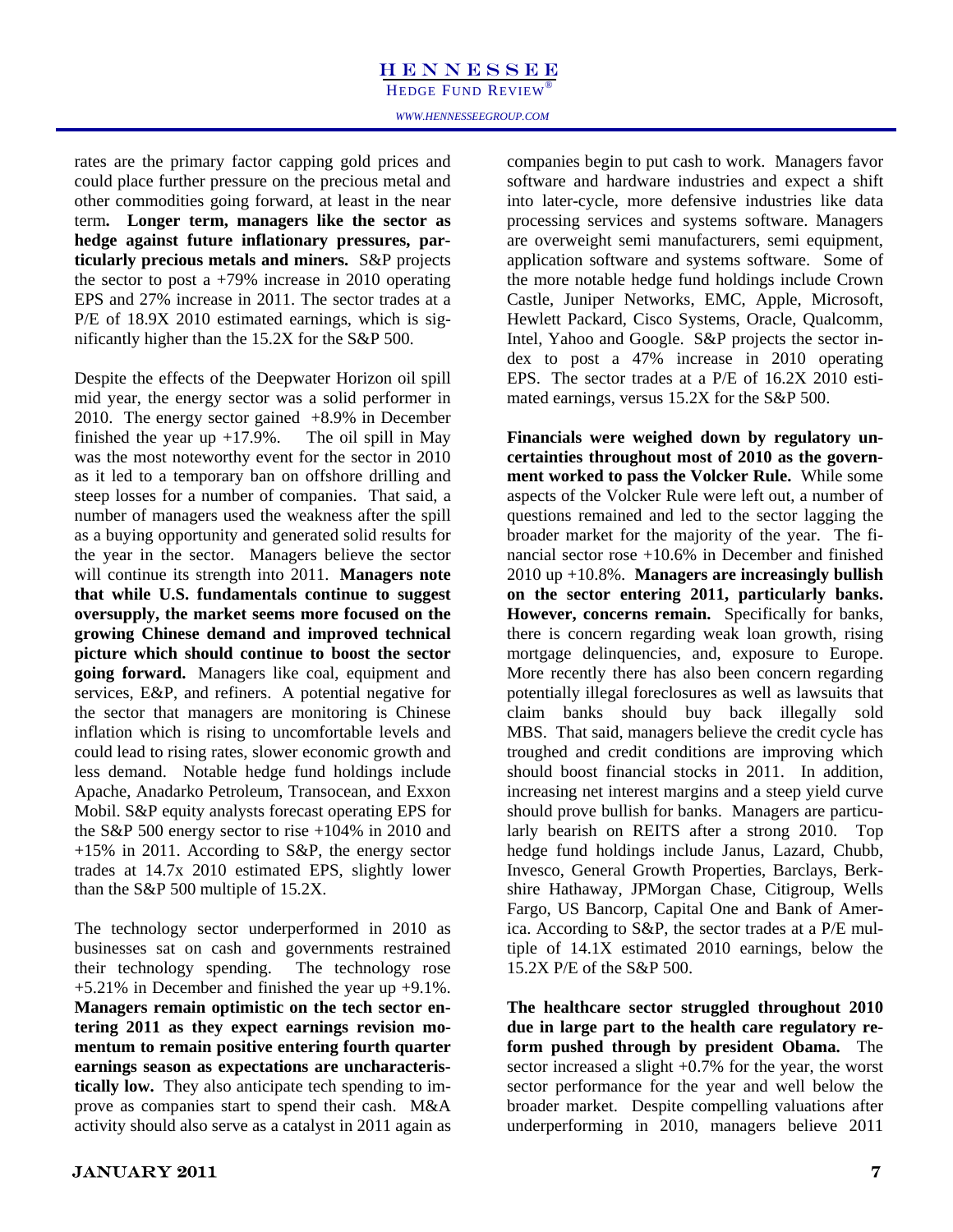rates are the primary factor capping gold prices and could place further pressure on the precious metal and other commodities going forward, at least in the near term**. Longer term, managers like the sector as hedge against future inflationary pressures, particularly precious metals and miners.** S&P projects the sector to post a +79% increase in 2010 operating EPS and 27% increase in 2011. The sector trades at a P/E of 18.9X 2010 estimated earnings, which is significantly higher than the 15.2X for the S&P 500.

Despite the effects of the Deepwater Horizon oil spill mid year, the energy sector was a solid performer in 2010. The energy sector gained +8.9% in December finished the year up +17.9%. The oil spill in May was the most noteworthy event for the sector in 2010 as it led to a temporary ban on offshore drilling and steep losses for a number of companies. That said, a number of managers used the weakness after the spill as a buying opportunity and generated solid results for the year in the sector. Managers believe the sector will continue its strength into 2011. **Managers note that while U.S. fundamentals continue to suggest oversupply, the market seems more focused on the growing Chinese demand and improved technical picture which should continue to boost the sector going forward.** Managers like coal, equipment and services, E&P, and refiners. A potential negative for the sector that managers are monitoring is Chinese inflation which is rising to uncomfortable levels and could lead to rising rates, slower economic growth and less demand. Notable hedge fund holdings include Apache, Anadarko Petroleum, Transocean, and Exxon Mobil. S&P equity analysts forecast operating EPS for the S&P 500 energy sector to rise +104% in 2010 and +15% in 2011. According to S&P, the energy sector trades at 14.7x 2010 estimated EPS, slightly lower than the S&P 500 multiple of 15.2X.

The technology sector underperformed in 2010 as businesses sat on cash and governments restrained their technology spending. The technology rose +5.21% in December and finished the year up +9.1%. **Managers remain optimistic on the tech sector entering 2011 as they expect earnings revision momentum to remain positive entering fourth quarter earnings season as expectations are uncharacteristically low.** They also anticipate tech spending to improve as companies start to spend their cash. M&A activity should also serve as a catalyst in 2011 again as companies begin to put cash to work. Managers favor software and hardware industries and expect a shift into later-cycle, more defensive industries like data processing services and systems software. Managers are overweight semi manufacturers, semi equipment, application software and systems software. Some of the more notable hedge fund holdings include Crown Castle, Juniper Networks, EMC, Apple, Microsoft, Hewlett Packard, Cisco Systems, Oracle, Qualcomm, Intel, Yahoo and Google. S&P projects the sector index to post a 47% increase in 2010 operating EPS. The sector trades at a P/E of 16.2X 2010 estimated earnings, versus 15.2X for the S&P 500.

**Financials were weighed down by regulatory uncertainties throughout most of 2010 as the government worked to pass the Volcker Rule.** While some aspects of the Volcker Rule were left out, a number of questions remained and led to the sector lagging the broader market for the majority of the year. The financial sector rose +10.6% in December and finished 2010 up +10.8%. **Managers are increasingly bullish on the sector entering 2011, particularly banks. However, concerns remain.** Specifically for banks, there is concern regarding weak loan growth, rising mortgage delinquencies, and, exposure to Europe. More recently there has also been concern regarding potentially illegal foreclosures as well as lawsuits that claim banks should buy back illegally sold MBS. That said, managers believe the credit cycle has troughed and credit conditions are improving which should boost financial stocks in 2011. In addition, increasing net interest margins and a steep yield curve should prove bullish for banks. Managers are particularly bearish on REITS after a strong 2010. Top hedge fund holdings include Janus, Lazard, Chubb, Invesco, General Growth Properties, Barclays, Berkshire Hathaway, JPMorgan Chase, Citigroup, Wells Fargo, US Bancorp, Capital One and Bank of America. According to S&P, the sector trades at a P/E multiple of 14.1X estimated 2010 earnings, below the 15.2X P/E of the S&P 500.

**The healthcare sector struggled throughout 2010 due in large part to the health care regulatory reform pushed through by president Obama.** The sector increased a slight +0.7% for the year, the worst sector performance for the year and well below the broader market. Despite compelling valuations after underperforming in 2010, managers believe 2011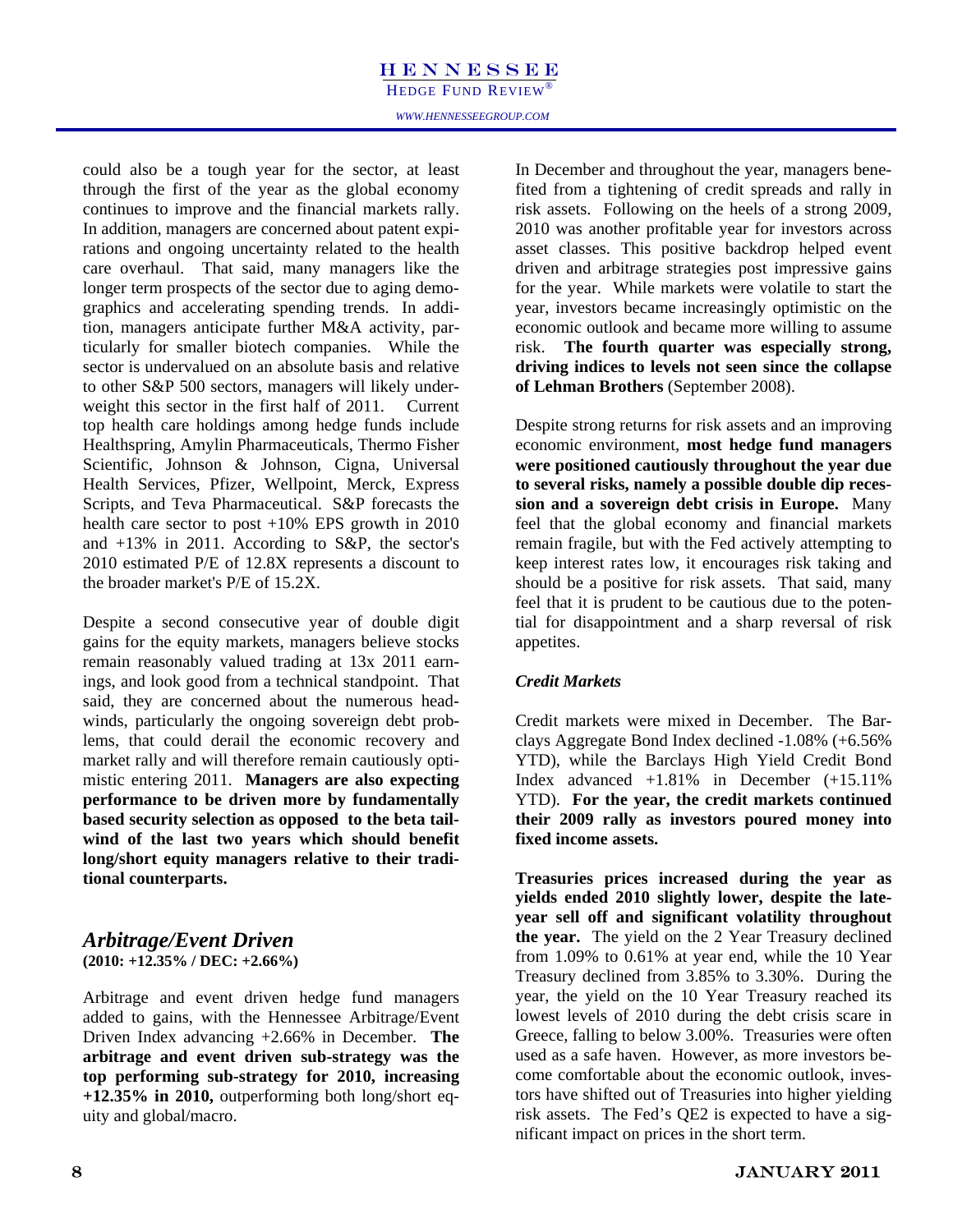could also be a tough year for the sector, at least through the first of the year as the global economy continues to improve and the financial markets rally. In addition, managers are concerned about patent expirations and ongoing uncertainty related to the health care overhaul. That said, many managers like the longer term prospects of the sector due to aging demographics and accelerating spending trends. In addition, managers anticipate further M&A activity, particularly for smaller biotech companies. While the sector is undervalued on an absolute basis and relative to other S&P 500 sectors, managers will likely underweight this sector in the first half of 2011. Current top health care holdings among hedge funds include Healthspring, Amylin Pharmaceuticals, Thermo Fisher Scientific, Johnson & Johnson, Cigna, Universal Health Services, Pfizer, Wellpoint, Merck, Express Scripts, and Teva Pharmaceutical. S&P forecasts the health care sector to post +10% EPS growth in 2010 and +13% in 2011. According to S&P, the sector's 2010 estimated P/E of 12.8X represents a discount to the broader market's P/E of 15.2X.

Despite a second consecutive year of double digit gains for the equity markets, managers believe stocks remain reasonably valued trading at 13x 2011 earnings, and look good from a technical standpoint. That said, they are concerned about the numerous headwinds, particularly the ongoing sovereign debt problems, that could derail the economic recovery and market rally and will therefore remain cautiously optimistic entering 2011. **Managers are also expecting performance to be driven more by fundamentally based security selection as opposed to the beta tailwind of the last two years which should benefit long/short equity managers relative to their traditional counterparts.**

## *Arbitrage/Event Driven*

**(2010: +12.35% / DEC: +2.66%)**

Arbitrage and event driven hedge fund managers added to gains, with the Hennessee Arbitrage/Event Driven Index advancing +2.66% in December. **The arbitrage and event driven sub-strategy was the top performing sub-strategy for 2010, increasing +12.35% in 2010,** outperforming both long/short equity and global/macro.

In December and throughout the year, managers benefited from a tightening of credit spreads and rally in risk assets. Following on the heels of a strong 2009, 2010 was another profitable year for investors across asset classes. This positive backdrop helped event driven and arbitrage strategies post impressive gains for the year. While markets were volatile to start the year, investors became increasingly optimistic on the economic outlook and became more willing to assume risk. **The fourth quarter was especially strong, driving indices to levels not seen since the collapse of Lehman Brothers** (September 2008).

Despite strong returns for risk assets and an improving economic environment, **most hedge fund managers were positioned cautiously throughout the year due to several risks, namely a possible double dip recession and a sovereign debt crisis in Europe.** Many feel that the global economy and financial markets remain fragile, but with the Fed actively attempting to keep interest rates low, it encourages risk taking and should be a positive for risk assets. That said, many feel that it is prudent to be cautious due to the potential for disappointment and a sharp reversal of risk appetites.

### *Credit Markets*

Credit markets were mixed in December. The Barclays Aggregate Bond Index declined -1.08% (+6.56% YTD), while the Barclays High Yield Credit Bond Index advanced +1.81% in December (+15.11% YTD). **For the year, the credit markets continued their 2009 rally as investors poured money into fixed income assets.**

**Treasuries prices increased during the year as yields ended 2010 slightly lower, despite the late-year sell off and significant volatility throughout the year.** The yield on the 2 Year Treasury declined from 1.09% to 0.61% at year end, while the 10 Year Treasury declined from 3.85% to 3.30%. During the year, the yield on the 10 Year Treasury reached its lowest levels of 2010 during the debt crisis scare in Greece, falling to below 3.00%. Treasuries were often used as a safe haven. However, as more investors become comfortable about the economic outlook, investors have shifted out of Treasuries into higher yielding risk assets. The Fed's QE2 is expected to have a significant impact on prices in the short term.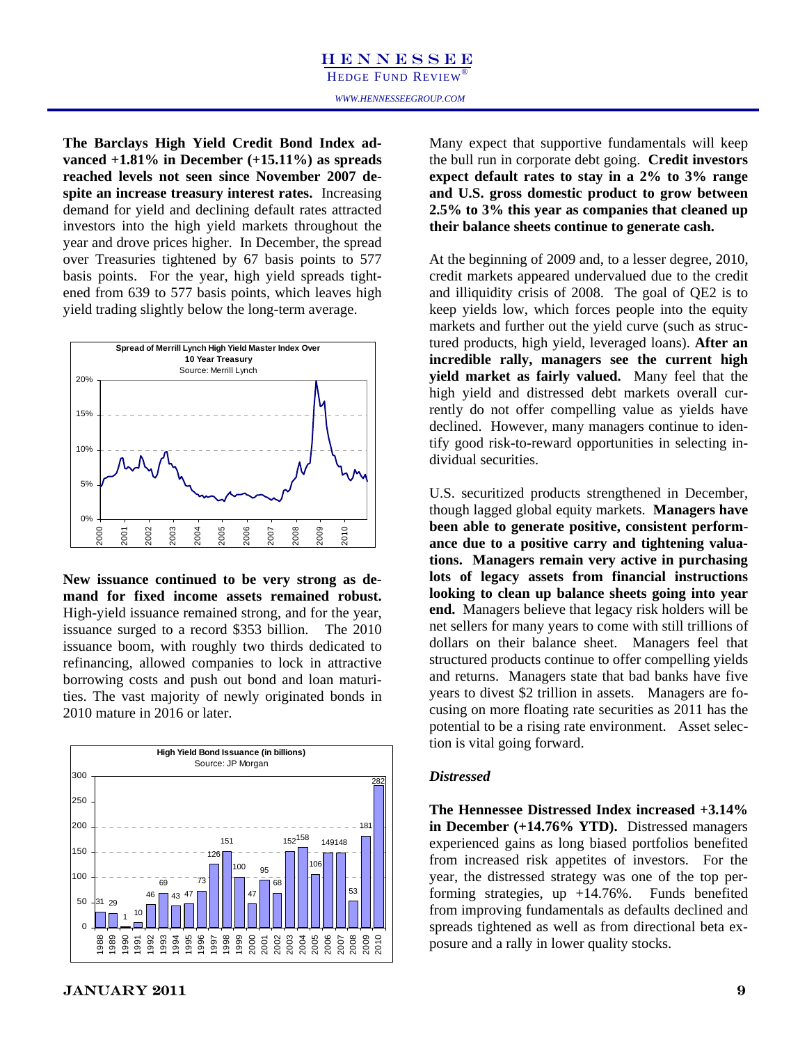**The Barclays High Yield Credit Bond Index advanced +1.81% in December (+15.11%) as spreads reached levels not seen since November 2007 despite an increase treasury interest rates.** Increasing demand for yield and declining default rates attracted investors into the high yield markets throughout the year and drove prices higher. In December, the spread over Treasuries tightened by 67 basis points to 577 basis points. For the year, high yield spreads tightened from 639 to 577 basis points, which leaves high yield trading slightly below the long-term average.

**Spread of Merrill Lynch High Yield Master Index Over 10 Year Treasury**
Source: Merrill Lynch

**New issuance continued to be very strong as demand for fixed income assets remained robust.** High-yield issuance remained strong, and for the year, issuance surged to a record $353 billion. The 2010 issuance boom, with roughly two thirds dedicated to refinancing, allowed companies to lock in attractive borrowing costs and push out bond and loan maturities. The vast majority of newly originated bonds in 2010 mature in 2016 or later.

**High Yield Bond Issuance (in billions)**
Source: JP Morgan

| Year | 1988 | 1989 | 1990 | 1991 | 1992 | 1993 | 1994 | 1995 | 1996 | 1997 | 1998 | 1999 | 2000 | 2001 | 2002 | 2003 | 2004 | 2005 | 2006 | 2007 | 2008 | 2009 | 2010 |
|---|---|---|---|---|---|---|---|---|---|---|---|---|---|---|---|---|---|---|---|---|---|---|---|
| Issuance | 31 | 29 | 1 | 10 | 46 | 69 | 43 | 47 | 73 | 126 | 151 | 100 | 47 | 95 | 68 | 152 | 158 | 106 | 149 | 148 | 53 | 181 | 282 |

Many expect that supportive fundamentals will keep the bull run in corporate debt going. **Credit investors expect default rates to stay in a 2% to 3% range and U.S. gross domestic product to grow between 2.5% to 3% this year as companies that cleaned up their balance sheets continue to generate cash.**

At the beginning of 2009 and, to a lesser degree, 2010, credit markets appeared undervalued due to the credit and illiquidity crisis of 2008. The goal of QE2 is to keep yields low, which forces people into the equity markets and further out the yield curve (such as structured products, high yield, leveraged loans). **After an incredible rally, managers see the current high yield market as fairly valued.** Many feel that the high yield and distressed debt markets overall currently do not offer compelling value as yields have declined. However, many managers continue to identify good risk-to-reward opportunities in selecting individual securities.

U.S. securitized products strengthened in December, though lagged global equity markets. **Managers have been able to generate positive, consistent performance due to a positive carry and tightening valuations. Managers remain very active in purchasing lots of legacy assets from financial instructions looking to clean up balance sheets going into year end.** Managers believe that legacy risk holders will be net sellers for many years to come with still trillions of dollars on their balance sheet. Managers feel that structured products continue to offer compelling yields and returns. Managers state that bad banks have five years to divest $2 trillion in assets. Managers are focusing on more floating rate securities as 2011 has the potential to be a rising rate environment. Asset selection is vital going forward.

### *Distressed*

**The Hennessee Distressed Index increased +3.14% in December (+14.76% YTD).** Distressed managers experienced gains as long biased portfolios benefited from increased risk appetites of investors. For the year, the distressed strategy was one of the top performing strategies, up +14.76%. Funds benefited from improving fundamentals as defaults declined and spreads tightened as well as from directional beta exposure and a rally in lower quality stocks.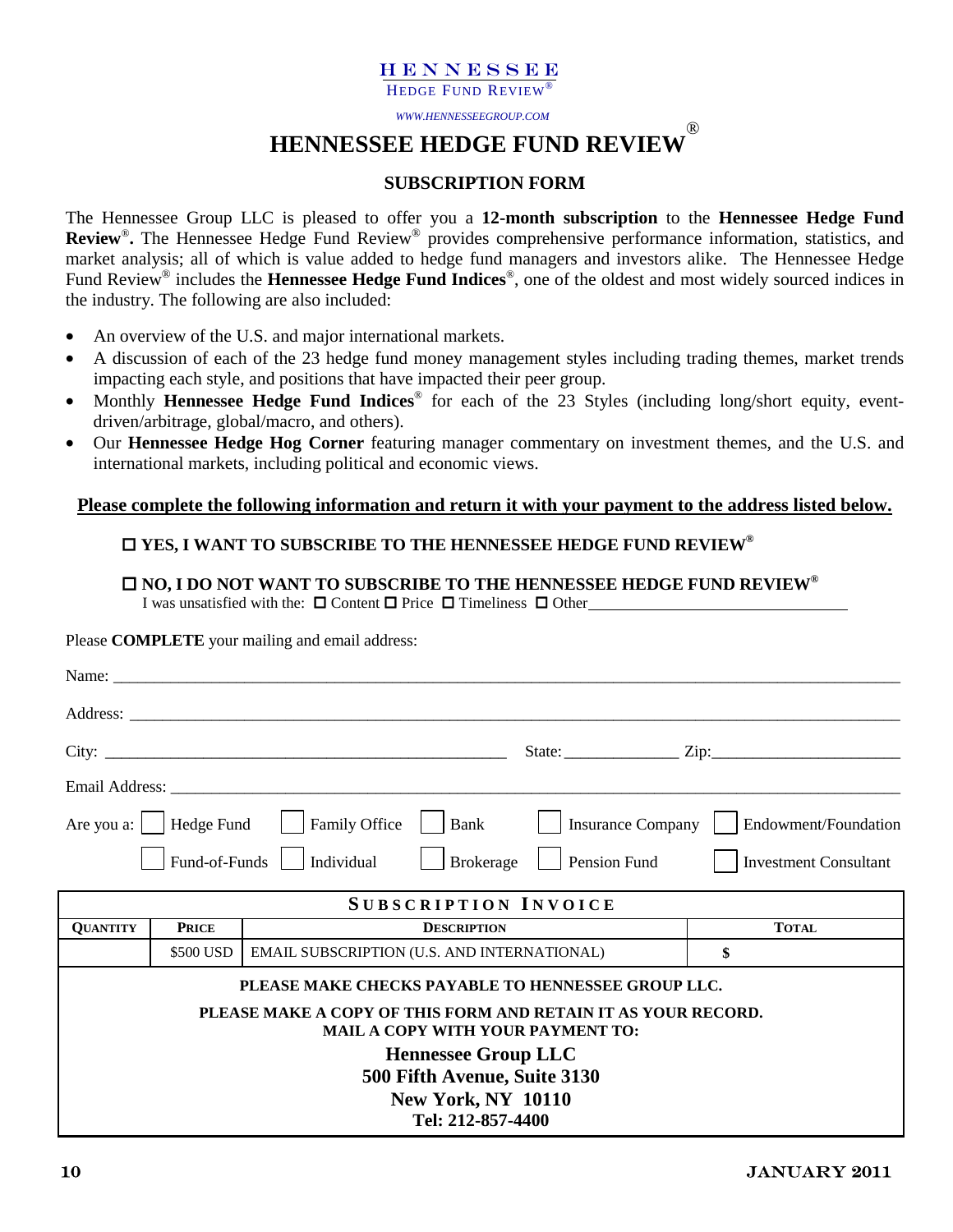HENNESSEE
HEDGE FUND REVIEW®

*WWW.HENNESSEEGROUP.COM*

# HENNESSEE HEDGE FUND REVIEW®

## SUBSCRIPTION FORM

The Hennessee Group LLC is pleased to offer you a **12-month subscription** to the **Hennessee Hedge Fund Review®.** The Hennessee Hedge Fund Review® provides comprehensive performance information, statistics, and market analysis; all of which is value added to hedge fund managers and investors alike. The Hennessee Hedge Fund Review® includes the **Hennessee Hedge Fund Indices®**, one of the oldest and most widely sourced indices in the industry. The following are also included:

- An overview of the U.S. and major international markets.
- A discussion of each of the 23 hedge fund money management styles including trading themes, market trends impacting each style, and positions that have impacted their peer group.
- Monthly **Hennessee Hedge Fund Indices®** for each of the 23 Styles (including long/short equity, event-driven/arbitrage, global/macro, and others).
- Our **Hennessee Hedge Hog Corner** featuring manager commentary on investment themes, and the U.S. and international markets, including political and economic views.

**Please complete the following information and return it with your payment to the address listed below.**

☐ **YES, I WANT TO SUBSCRIBE TO THE HENNESSEE HEDGE FUND REVIEW®**

☐ **NO, I DO NOT WANT TO SUBSCRIBE TO THE HENNESSEE HEDGE FUND REVIEW®**
I was unsatisfied with the: ☐ Content ☐ Price ☐ Timeliness ☐ Other________________

Please **COMPLETE** your mailing and email address:

Name: ____________________________________________

Address: ____________________________________________

City: ______________________ State: __________ Zip: ______________

Email Address: ____________________________________________

Are you a: ☐ Hedge Fund ☐ Family Office ☐ Bank ☐ Insurance Company ☐ Endowment/Foundation ☐ Fund-of-Funds ☐ Individual ☐ Brokerage ☐ Pension Fund ☐ Investment Consultant

| SUBSCRIPTION INVOICE | | | |
|---|---|---|---|
| **QUANTITY** | **PRICE** | **DESCRIPTION** | **TOTAL** |
| | $500 USD | EMAIL SUBSCRIPTION (U.S. AND INTERNATIONAL) | $ |

**PLEASE MAKE CHECKS PAYABLE TO HENNESSEE GROUP LLC.**

**PLEASE MAKE A COPY OF THIS FORM AND RETAIN IT AS YOUR RECORD.**
**MAIL A COPY WITH YOUR PAYMENT TO:**

**Hennessee Group LLC**
**500 Fifth Avenue, Suite 3130**
**New York, NY 10110**
**Tel: 212-857-4400**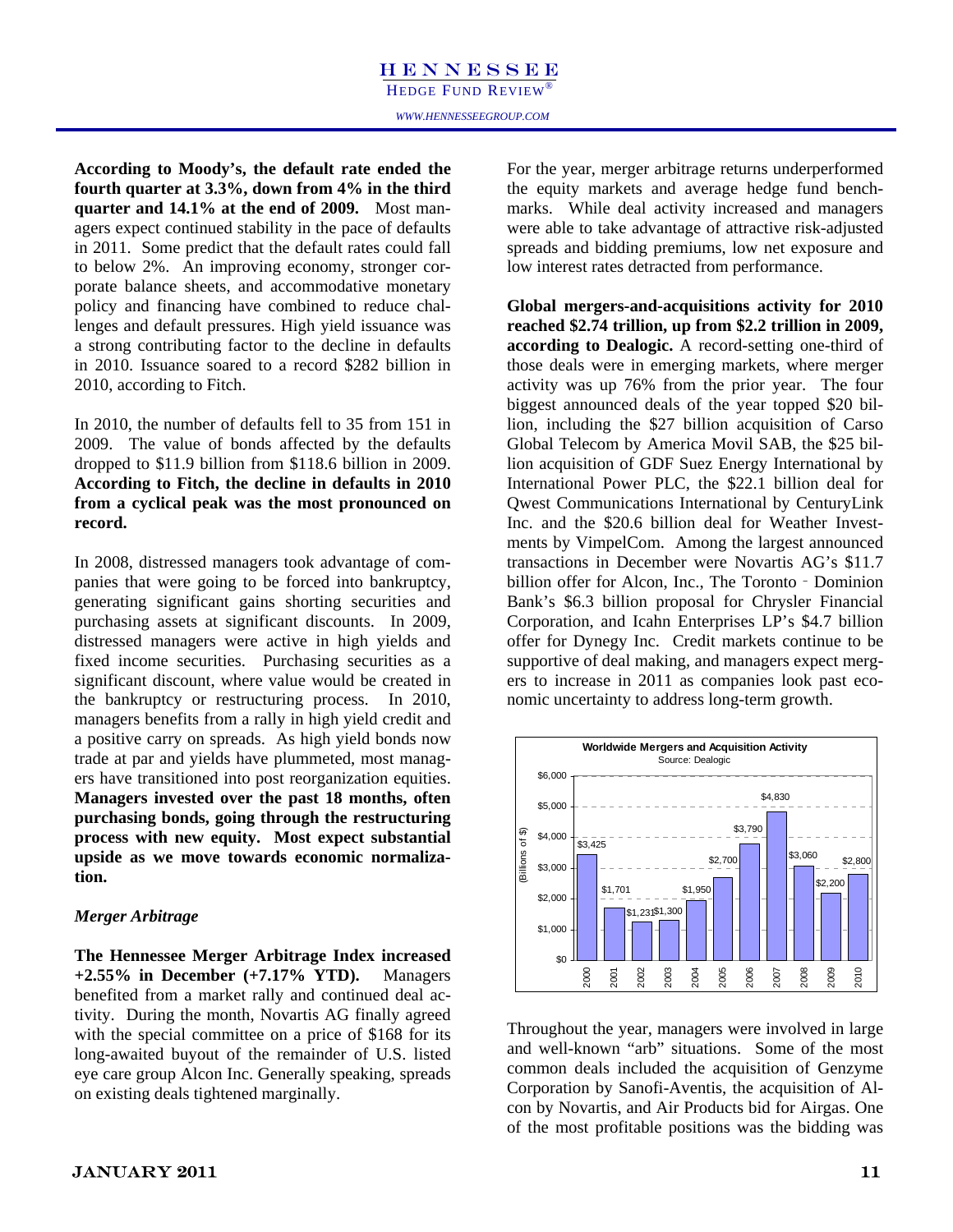**According to Moody's, the default rate ended the fourth quarter at 3.3%, down from 4% in the third quarter and 14.1% at the end of 2009.** Most managers expect continued stability in the pace of defaults in 2011. Some predict that the default rates could fall to below 2%. An improving economy, stronger corporate balance sheets, and accommodative monetary policy and financing have combined to reduce challenges and default pressures. High yield issuance was a strong contributing factor to the decline in defaults in 2010. Issuance soared to a record $282 billion in 2010, according to Fitch.

In 2010, the number of defaults fell to 35 from 151 in 2009. The value of bonds affected by the defaults dropped to $11.9 billion from $118.6 billion in 2009. **According to Fitch, the decline in defaults in 2010 from a cyclical peak was the most pronounced on record.**

In 2008, distressed managers took advantage of companies that were going to be forced into bankruptcy, generating significant gains shorting securities and purchasing assets at significant discounts. In 2009, distressed managers were active in high yields and fixed income securities. Purchasing securities as a significant discount, where value would be created in the bankruptcy or restructuring process. In 2010, managers benefits from a rally in high yield credit and a positive carry on spreads. As high yield bonds now trade at par and yields have plummeted, most managers have transitioned into post reorganization equities. **Managers invested over the past 18 months, often purchasing bonds, going through the restructuring process with new equity. Most expect substantial upside as we move towards economic normalization.**

### *Merger Arbitrage*

**The Hennessee Merger Arbitrage Index increased +2.55% in December (+7.17% YTD).** Managers benefited from a market rally and continued deal activity. During the month, Novartis AG finally agreed with the special committee on a price of $168 for its long-awaited buyout of the remainder of U.S. listed eye care group Alcon Inc. Generally speaking, spreads on existing deals tightened marginally.

For the year, merger arbitrage returns underperformed the equity markets and average hedge fund benchmarks. While deal activity increased and managers were able to take advantage of attractive risk-adjusted spreads and bidding premiums, low net exposure and low interest rates detracted from performance.

**Global mergers-and-acquisitions activity for 2010 reached $2.74 trillion, up from $2.2 trillion in 2009, according to Dealogic.** A record-setting one-third of those deals were in emerging markets, where merger activity was up 76% from the prior year. The four biggest announced deals of the year topped $20 billion, including the $27 billion acquisition of Carso Global Telecom by America Movil SAB, the $25 billion acquisition of GDF Suez Energy International by International Power PLC, the $22.1 billion deal for Qwest Communications International by CenturyLink Inc. and the $20.6 billion deal for Weather Investments by VimpelCom. Among the largest announced transactions in December were Novartis AG's $11.7 billion offer for Alcon, Inc., The Toronto - Dominion Bank's $6.3 billion proposal for Chrysler Financial Corporation, and Icahn Enterprises LP's $4.7 billion offer for Dynegy Inc. Credit markets continue to be supportive of deal making, and managers expect mergers to increase in 2011 as companies look past economic uncertainty to address long-term growth.

**Worldwide Mergers and Acquisition Activity**
Source: Dealogic

| Year | (Billions of $) |
|---|---|
| 2000 | $3,425 |
| 2001 | $1,701 |
| 2002 | $1,231 |
| 2003 | $1,300 |
| 2004 | $1,950 |
| 2005 | $2,700 |
| 2006 | $3,790 |
| 2007 | $4,830 |
| 2008 | $3,060 |
| 2009 | $2,200 |
| 2010 | $2,800 |

Throughout the year, managers were involved in large and well-known "arb" situations. Some of the most common deals included the acquisition of Genzyme Corporation by Sanofi-Aventis, the acquisition of Alcon by Novartis, and Air Products bid for Airgas. One of the most profitable positions was the bidding was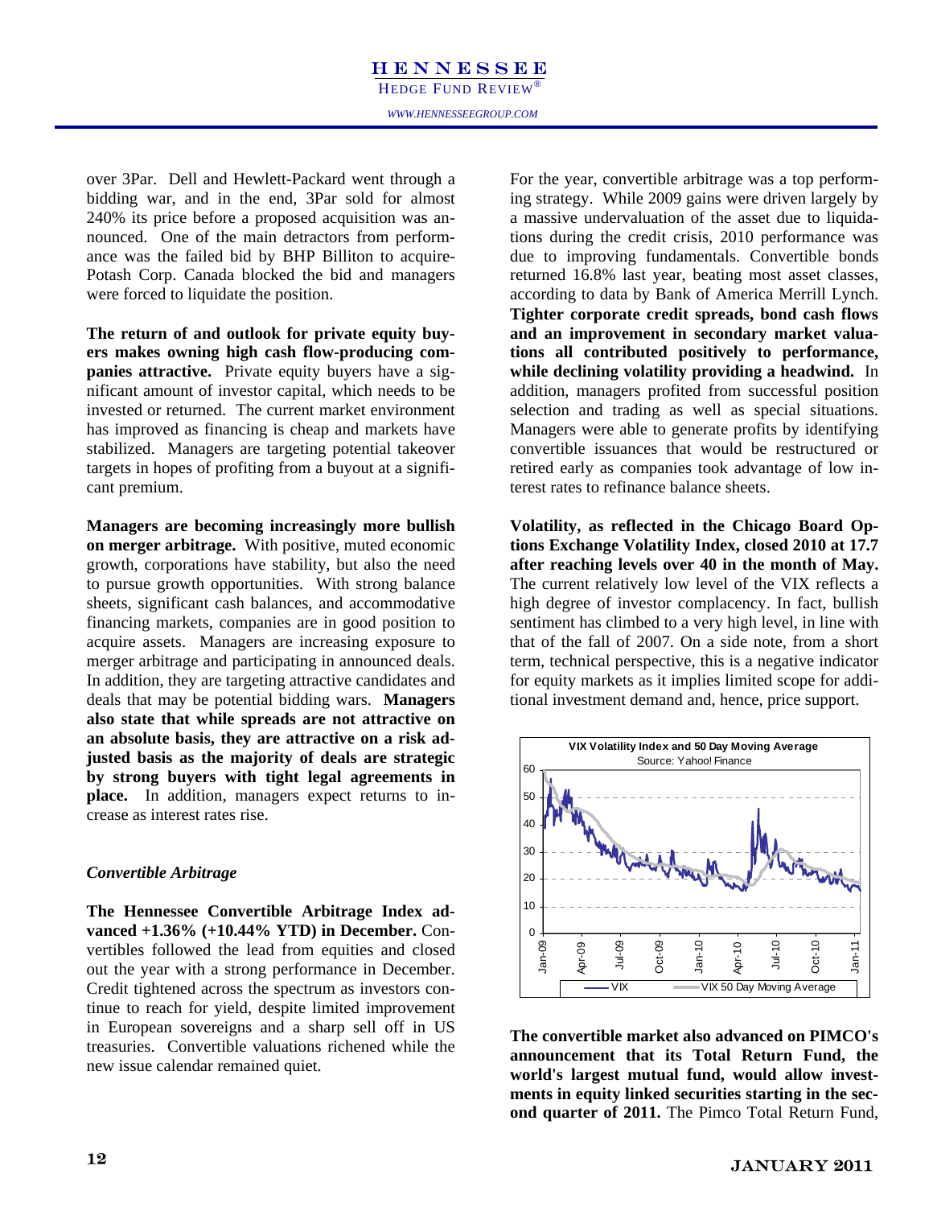over 3Par. Dell and Hewlett-Packard went through a bidding war, and in the end, 3Par sold for almost 240% its price before a proposed acquisition was announced. One of the main detractors from performance was the failed bid by BHP Billiton to acquire Potash Corp. Canada blocked the bid and managers were forced to liquidate the position.

**The return of and outlook for private equity buyers makes owning high cash flow-producing companies attractive.** Private equity buyers have a significant amount of investor capital, which needs to be invested or returned. The current market environment has improved as financing is cheap and markets have stabilized. Managers are targeting potential takeover targets in hopes of profiting from a buyout at a significant premium.

**Managers are becoming increasingly more bullish on merger arbitrage.** With positive, muted economic growth, corporations have stability, but also the need to pursue growth opportunities. With strong balance sheets, significant cash balances, and accommodative financing markets, companies are in good position to acquire assets. Managers are increasing exposure to merger arbitrage and participating in announced deals. In addition, they are targeting attractive candidates and deals that may be potential bidding wars. **Managers also state that while spreads are not attractive on an absolute basis, they are attractive on a risk adjusted basis as the majority of deals are strategic by strong buyers with tight legal agreements in place.** In addition, managers expect returns to increase as interest rates rise.

### *Convertible Arbitrage*

**The Hennessee Convertible Arbitrage Index advanced +1.36% (+10.44% YTD) in December.** Convertibles followed the lead from equities and closed out the year with a strong performance in December. Credit tightened across the spectrum as investors continue to reach for yield, despite limited improvement in European sovereigns and a sharp sell off in US treasuries. Convertible valuations richened while the new issue calendar remained quiet.

For the year, convertible arbitrage was a top performing strategy. While 2009 gains were driven largely by a massive undervaluation of the asset due to liquidations during the credit crisis, 2010 performance was due to improving fundamentals. Convertible bonds returned 16.8% last year, beating most asset classes, according to data by Bank of America Merrill Lynch. **Tighter corporate credit spreads, bond cash flows and an improvement in secondary market valuations all contributed positively to performance, while declining volatility providing a headwind.** In addition, managers profited from successful position selection and trading as well as special situations. Managers were able to generate profits by identifying convertible issuances that would be restructured or retired early as companies took advantage of low interest rates to refinance balance sheets.

**Volatility, as reflected in the Chicago Board Options Exchange Volatility Index, closed 2010 at 17.7 after reaching levels over 40 in the month of May.** The current relatively low level of the VIX reflects a high degree of investor complacency. In fact, bullish sentiment has climbed to a very high level, in line with that of the fall of 2007. On a side note, from a short term, technical perspective, this is a negative indicator for equity markets as it implies limited scope for additional investment demand and, hence, price support.

VIX Volatility Index and 50 Day Moving Average
Source: Yahoo! Finance

**The convertible market also advanced on PIMCO's announcement that its Total Return Fund, the world's largest mutual fund, would allow investments in equity linked securities starting in the second quarter of 2011.** The Pimco Total Return Fund,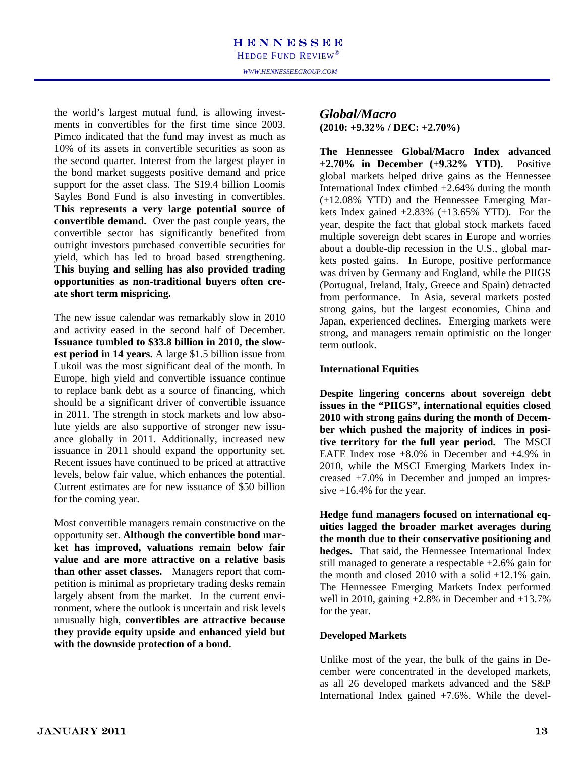the world's largest mutual fund, is allowing investments in convertibles for the first time since 2003. Pimco indicated that the fund may invest as much as 10% of its assets in convertible securities as soon as the second quarter. Interest from the largest player in the bond market suggests positive demand and price support for the asset class. The $19.4 billion Loomis Sayles Bond Fund is also investing in convertibles. **This represents a very large potential source of convertible demand.** Over the past couple years, the convertible sector has significantly benefited from outright investors purchased convertible securities for yield, which has led to broad based strengthening. **This buying and selling has also provided trading opportunities as non-traditional buyers often create short term mispricing.**

The new issue calendar was remarkably slow in 2010 and activity eased in the second half of December. **Issuance tumbled to $33.8 billion in 2010, the slowest period in 14 years.** A large $1.5 billion issue from Lukoil was the most significant deal of the month. In Europe, high yield and convertible issuance continue to replace bank debt as a source of financing, which should be a significant driver of convertible issuance in 2011. The strength in stock markets and low absolute yields are also supportive of stronger new issuance globally in 2011. Additionally, increased new issuance in 2011 should expand the opportunity set. Recent issues have continued to be priced at attractive levels, below fair value, which enhances the potential. Current estimates are for new issuance of $50 billion for the coming year.

Most convertible managers remain constructive on the opportunity set. **Although the convertible bond market has improved, valuations remain below fair value and are more attractive on a relative basis than other asset classes.** Managers report that competition is minimal as proprietary trading desks remain largely absent from the market. In the current environment, where the outlook is uncertain and risk levels unusually high, **convertibles are attractive because they provide equity upside and enhanced yield but with the downside protection of a bond.**

## *Global/Macro*

**(2010: +9.32% / DEC: +2.70%)**

**The Hennessee Global/Macro Index advanced +2.70% in December (+9.32% YTD).** Positive global markets helped drive gains as the Hennessee International Index climbed +2.64% during the month (+12.08% YTD) and the Hennessee Emerging Markets Index gained +2.83% (+13.65% YTD). For the year, despite the fact that global stock markets faced multiple sovereign debt scares in Europe and worries about a double-dip recession in the U.S., global markets posted gains. In Europe, positive performance was driven by Germany and England, while the PIIGS (Portugal, Ireland, Italy, Greece and Spain) detracted from performance. In Asia, several markets posted strong gains, but the largest economies, China and Japan, experienced declines. Emerging markets were strong, and managers remain optimistic on the longer term outlook.

### International Equities

**Despite lingering concerns about sovereign debt issues in the "PIIGS", international equities closed 2010 with strong gains during the month of December which pushed the majority of indices in positive territory for the full year period.** The MSCI EAFE Index rose +8.0% in December and +4.9% in 2010, while the MSCI Emerging Markets Index increased +7.0% in December and jumped an impressive +16.4% for the year.

**Hedge fund managers focused on international equities lagged the broader market averages during the month due to their conservative positioning and hedges.** That said, the Hennessee International Index still managed to generate a respectable +2.6% gain for the month and closed 2010 with a solid +12.1% gain. The Hennessee Emerging Markets Index performed well in 2010, gaining +2.8% in December and +13.7% for the year.

### Developed Markets

Unlike most of the year, the bulk of the gains in December were concentrated in the developed markets, as all 26 developed markets advanced and the S&P International Index gained +7.6%. While the devel-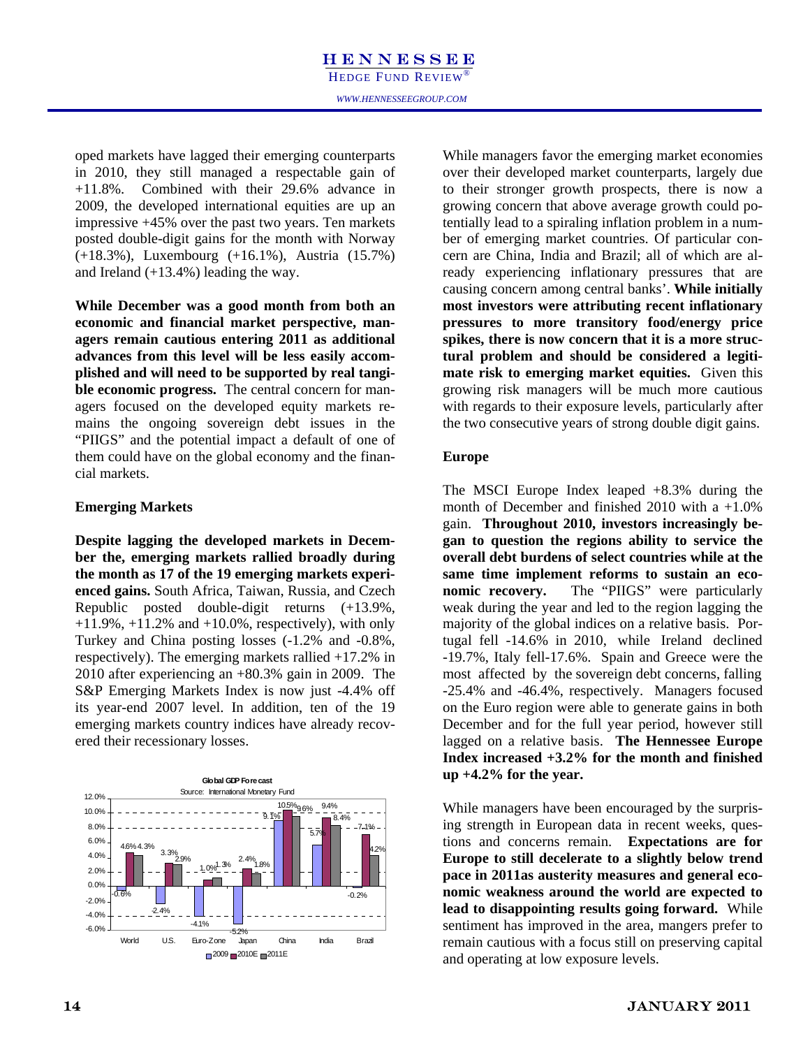oped markets have lagged their emerging counterparts in 2010, they still managed a respectable gain of +11.8%. Combined with their 29.6% advance in 2009, the developed international equities are up an impressive +45% over the past two years. Ten markets posted double-digit gains for the month with Norway (+18.3%), Luxembourg (+16.1%), Austria (15.7%) and Ireland (+13.4%) leading the way.

**While December was a good month from both an economic and financial market perspective, managers remain cautious entering 2011 as additional advances from this level will be less easily accomplished and will need to be supported by real tangible economic progress.** The central concern for managers focused on the developed equity markets remains the ongoing sovereign debt issues in the "PIIGS" and the potential impact a default of one of them could have on the global economy and the financial markets.

**Emerging Markets**

**Despite lagging the developed markets in December the, emerging markets rallied broadly during the month as 17 of the 19 emerging markets experienced gains.** South Africa, Taiwan, Russia, and Czech Republic posted double-digit returns (+13.9%, +11.9%, +11.2% and +10.0%, respectively), with only Turkey and China posting losses (-1.2% and -0.8%, respectively). The emerging markets rallied +17.2% in 2010 after experiencing an +80.3% gain in 2009. The S&P Emerging Markets Index is now just -4.4% off its year-end 2007 level. In addition, ten of the 19 emerging markets country indices have already recovered their recessionary losses.

**Global GDP Forecast**
Source: International Monetary Fund

| | 2009 | 2010E | 2011E |
|---|---|---|---|
| World | -0.6% | 4.6% | 4.3% |
| U.S. | -2.4% | 3.3% | 2.9% |
| Euro-Zone | -4.1% | 1.0% | 1.3% |
| Japan | -5.2% | 2.4% | 1.8% |
| China | 9.1% | 10.5% | 9.6% |
| India | 5.7% | 9.4% | 8.4% |
| Brazil | -0.2% | 7.1% | 4.2% |

While managers favor the emerging market economies over their developed market counterparts, largely due to their stronger growth prospects, there is now a growing concern that above average growth could potentially lead to a spiraling inflation problem in a number of emerging market countries. Of particular concern are China, India and Brazil; all of which are already experiencing inflationary pressures that are causing concern among central banks'. **While initially most investors were attributing recent inflationary pressures to more transitory food/energy price spikes, there is now concern that it is a more structural problem and should be considered a legitimate risk to emerging market equities.** Given this growing risk managers will be much more cautious with regards to their exposure levels, particularly after the two consecutive years of strong double digit gains.

**Europe**

The MSCI Europe Index leaped +8.3% during the month of December and finished 2010 with a +1.0% gain. **Throughout 2010, investors increasingly began to question the regions ability to service the overall debt burdens of select countries while at the same time implement reforms to sustain an economic recovery.** The "PIIGS" were particularly weak during the year and led to the region lagging the majority of the global indices on a relative basis. Portugal fell -14.6% in 2010, while Ireland declined -19.7%, Italy fell-17.6%. Spain and Greece were the most affected by the sovereign debt concerns, falling -25.4% and -46.4%, respectively. Managers focused on the Euro region were able to generate gains in both December and for the full year period, however still lagged on a relative basis. **The Hennessee Europe Index increased +3.2% for the month and finished up +4.2% for the year.**

While managers have been encouraged by the surprising strength in European data in recent weeks, questions and concerns remain. **Expectations are for Europe to still decelerate to a slightly below trend pace in 2011as austerity measures and general economic weakness around the world are expected to lead to disappointing results going forward.** While sentiment has improved in the area, mangers prefer to remain cautious with a focus still on preserving capital and operating at low exposure levels.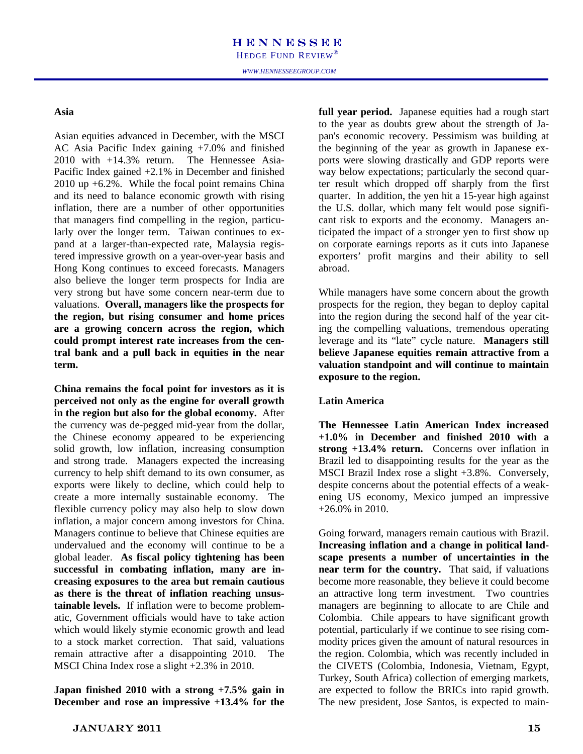### Asia

Asian equities advanced in December, with the MSCI AC Asia Pacific Index gaining +7.0% and finished 2010 with +14.3% return. The Hennessee Asia-Pacific Index gained +2.1% in December and finished 2010 up +6.2%. While the focal point remains China and its need to balance economic growth with rising inflation, there are a number of other opportunities that managers find compelling in the region, particularly over the longer term. Taiwan continues to expand at a larger-than-expected rate, Malaysia registered impressive growth on a year-over-year basis and Hong Kong continues to exceed forecasts. Managers also believe the longer term prospects for India are very strong but have some concern near-term due to valuations. **Overall, managers like the prospects for the region, but rising consumer and home prices are a growing concern across the region, which could prompt interest rate increases from the central bank and a pull back in equities in the near term.**

**China remains the focal point for investors as it is perceived not only as the engine for overall growth in the region but also for the global economy.** After the currency was de-pegged mid-year from the dollar, the Chinese economy appeared to be experiencing solid growth, low inflation, increasing consumption and strong trade. Managers expected the increasing currency to help shift demand to its own consumer, as exports were likely to decline, which could help to create a more internally sustainable economy. The flexible currency policy may also help to slow down inflation, a major concern among investors for China. Managers continue to believe that Chinese equities are undervalued and the economy will continue to be a global leader. **As fiscal policy tightening has been successful in combating inflation, many are increasing exposures to the area but remain cautious as there is the threat of inflation reaching unsustainable levels.** If inflation were to become problematic, Government officials would have to take action which would likely stymie economic growth and lead to a stock market correction. That said, valuations remain attractive after a disappointing 2010. The MSCI China Index rose a slight +2.3% in 2010.

**Japan finished 2010 with a strong +7.5% gain in December and rose an impressive +13.4% for the full year period.** Japanese equities had a rough start to the year as doubts grew about the strength of Japan's economic recovery. Pessimism was building at the beginning of the year as growth in Japanese exports were slowing drastically and GDP reports were way below expectations; particularly the second quarter result which dropped off sharply from the first quarter. In addition, the yen hit a 15-year high against the U.S. dollar, which many felt would pose significant risk to exports and the economy. Managers anticipated the impact of a stronger yen to first show up on corporate earnings reports as it cuts into Japanese exporters' profit margins and their ability to sell abroad.

While managers have some concern about the growth prospects for the region, they began to deploy capital into the region during the second half of the year citing the compelling valuations, tremendous operating leverage and its "late" cycle nature. **Managers still believe Japanese equities remain attractive from a valuation standpoint and will continue to maintain exposure to the region.**

### Latin America

**The Hennessee Latin American Index increased +1.0% in December and finished 2010 with a strong +13.4% return.** Concerns over inflation in Brazil led to disappointing results for the year as the MSCI Brazil Index rose a slight +3.8%. Conversely, despite concerns about the potential effects of a weakening US economy, Mexico jumped an impressive +26.0% in 2010.

Going forward, managers remain cautious with Brazil. **Increasing inflation and a change in political landscape presents a number of uncertainties in the near term for the country.** That said, if valuations become more reasonable, they believe it could become an attractive long term investment. Two countries managers are beginning to allocate to are Chile and Colombia. Chile appears to have significant growth potential, particularly if we continue to see rising commodity prices given the amount of natural resources in the region. Colombia, which was recently included in the CIVETS (Colombia, Indonesia, Vietnam, Egypt, Turkey, South Africa) collection of emerging markets, are expected to follow the BRICs into rapid growth. The new president, Jose Santos, is expected to main-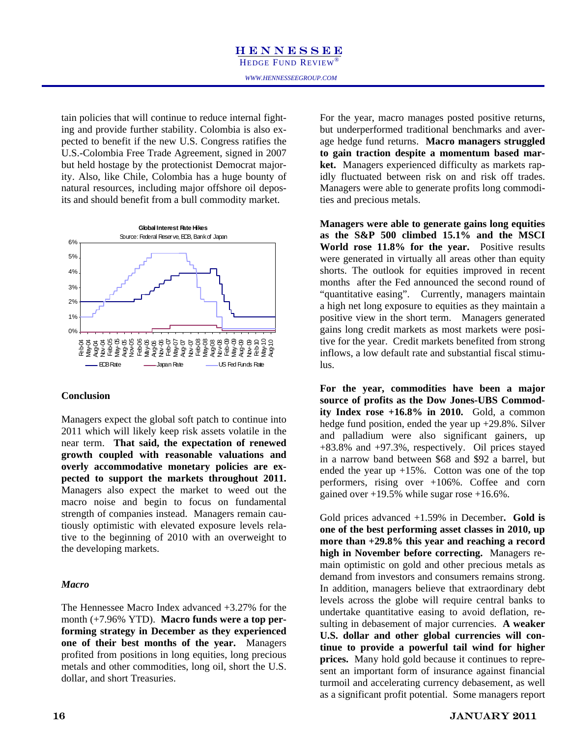tain policies that will continue to reduce internal fighting and provide further stability. Colombia is also expected to benefit if the new U.S. Congress ratifies the U.S.-Colombia Free Trade Agreement, signed in 2007 but held hostage by the protectionist Democrat majority. Also, like Chile, Colombia has a huge bounty of natural resources, including major offshore oil deposits and should benefit from a bull commodity market.

**Global Interest Rate Hikes**
Source: Federal Reserve, ECB, Bank of Japan

## Conclusion

Managers expect the global soft patch to continue into 2011 which will likely keep risk assets volatile in the near term. **That said, the expectation of renewed growth coupled with reasonable valuations and overly accommodative monetary policies are expected to support the markets throughout 2011.** Managers also expect the market to weed out the macro noise and begin to focus on fundamental strength of companies instead. Managers remain cautiously optimistic with elevated exposure levels relative to the beginning of 2010 with an overweight to the developing markets.

### *Macro*

The Hennessee Macro Index advanced +3.27% for the month (+7.96% YTD). **Macro funds were a top performing strategy in December as they experienced one of their best months of the year.** Managers profited from positions in long equities, long precious metals and other commodities, long oil, short the U.S. dollar, and short Treasuries.

For the year, macro manages posted positive returns, but underperformed traditional benchmarks and average hedge fund returns. **Macro managers struggled to gain traction despite a momentum based market.** Managers experienced difficulty as markets rapidly fluctuated between risk on and risk off trades. Managers were able to generate profits long commodities and precious metals.

**Managers were able to generate gains long equities as the S&P 500 climbed 15.1% and the MSCI World rose 11.8% for the year.** Positive results were generated in virtually all areas other than equity shorts. The outlook for equities improved in recent months after the Fed announced the second round of "quantitative easing". Currently, managers maintain a high net long exposure to equities as they maintain a positive view in the short term. Managers generated gains long credit markets as most markets were positive for the year. Credit markets benefited from strong inflows, a low default rate and substantial fiscal stimulus.

**For the year, commodities have been a major source of profits as the Dow Jones-UBS Commodity Index rose +16.8% in 2010.** Gold, a common hedge fund position, ended the year up +29.8%. Silver and palladium were also significant gainers, up +83.8% and +97.3%, respectively. Oil prices stayed in a narrow band between $68 and $92 a barrel, but ended the year up +15%. Cotton was one of the top performers, rising over +106%. Coffee and corn gained over +19.5% while sugar rose +16.6%.

Gold prices advanced +1.59% in December**. Gold is one of the best performing asset classes in 2010, up more than +29.8% this year and reaching a record high in November before correcting.** Managers remain optimistic on gold and other precious metals as demand from investors and consumers remains strong. In addition, managers believe that extraordinary debt levels across the globe will require central banks to undertake quantitative easing to avoid deflation, resulting in debasement of major currencies. **A weaker U.S. dollar and other global currencies will continue to provide a powerful tail wind for higher prices.** Many hold gold because it continues to represent an important form of insurance against financial turmoil and accelerating currency debasement, as well as a significant profit potential. Some managers report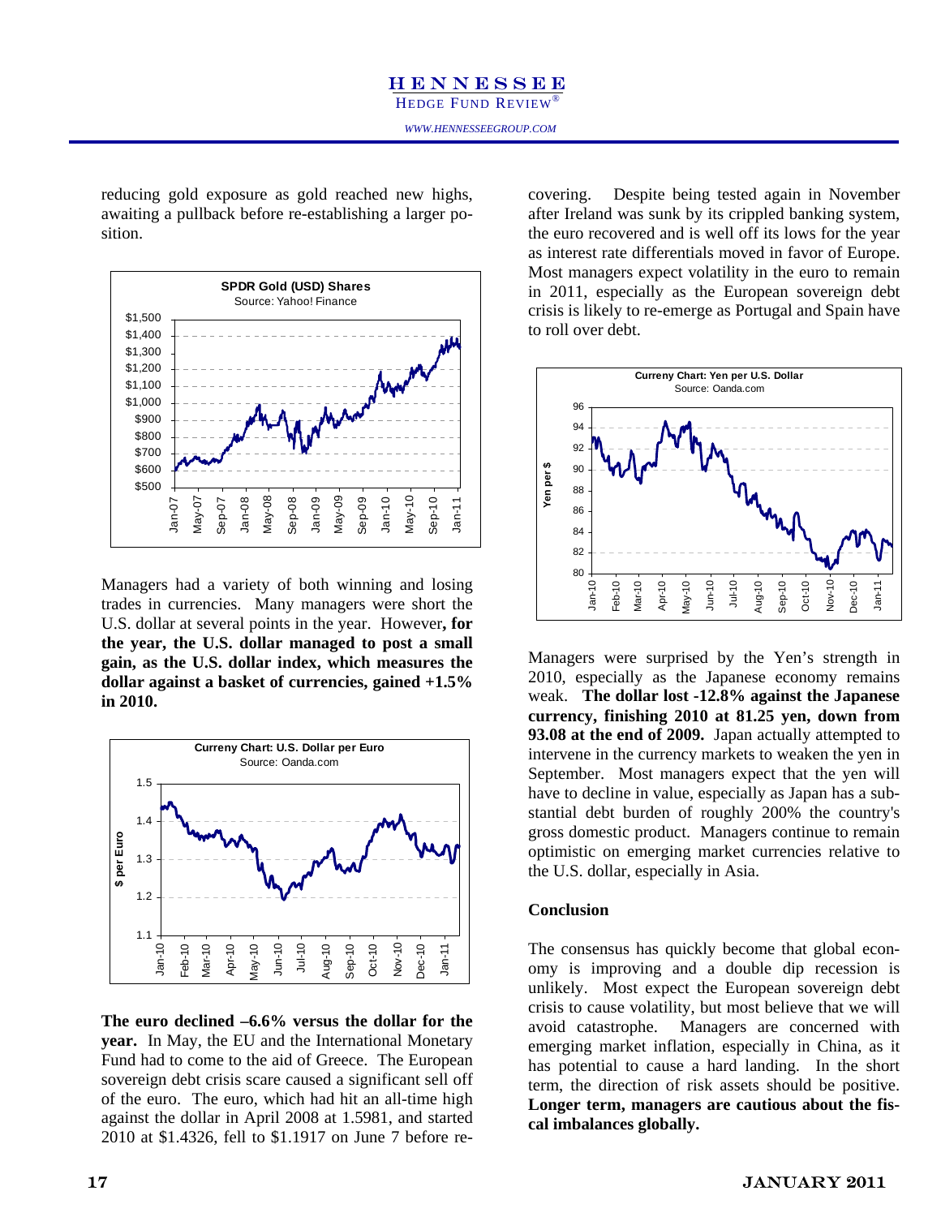reducing gold exposure as gold reached new highs, awaiting a pullback before re-establishing a larger position.

Managers had a variety of both winning and losing trades in currencies. Many managers were short the U.S. dollar at several points in the year. However**, for the year, the U.S. dollar managed to post a small gain, as the U.S. dollar index, which measures the dollar against a basket of currencies, gained +1.5% in 2010.**

**The euro declined –6.6% versus the dollar for the year.** In May, the EU and the International Monetary Fund had to come to the aid of Greece. The European sovereign debt crisis scare caused a significant sell off of the euro. The euro, which had hit an all-time high against the dollar in April 2008 at 1.5981, and started 2010 at \$1.4326, fell to \$1.1917 on June 7 before recovering. Despite being tested again in November after Ireland was sunk by its crippled banking system, the euro recovered and is well off its lows for the year as interest rate differentials moved in favor of Europe. Most managers expect volatility in the euro to remain in 2011, especially as the European sovereign debt crisis is likely to re-emerge as Portugal and Spain have to roll over debt.

Managers were surprised by the Yen's strength in 2010, especially as the Japanese economy remains weak. **The dollar lost -12.8% against the Japanese currency, finishing 2010 at 81.25 yen, down from 93.08 at the end of 2009.** Japan actually attempted to intervene in the currency markets to weaken the yen in September. Most managers expect that the yen will have to decline in value, especially as Japan has a substantial debt burden of roughly 200% the country's gross domestic product. Managers continue to remain optimistic on emerging market currencies relative to the U.S. dollar, especially in Asia.

**Conclusion**

The consensus has quickly become that global economy is improving and a double dip recession is unlikely. Most expect the European sovereign debt crisis to cause volatility, but most believe that we will avoid catastrophe. Managers are concerned with emerging market inflation, especially in China, as it has potential to cause a hard landing. In the short term, the direction of risk assets should be positive. **Longer term, managers are cautious about the fiscal imbalances globally.**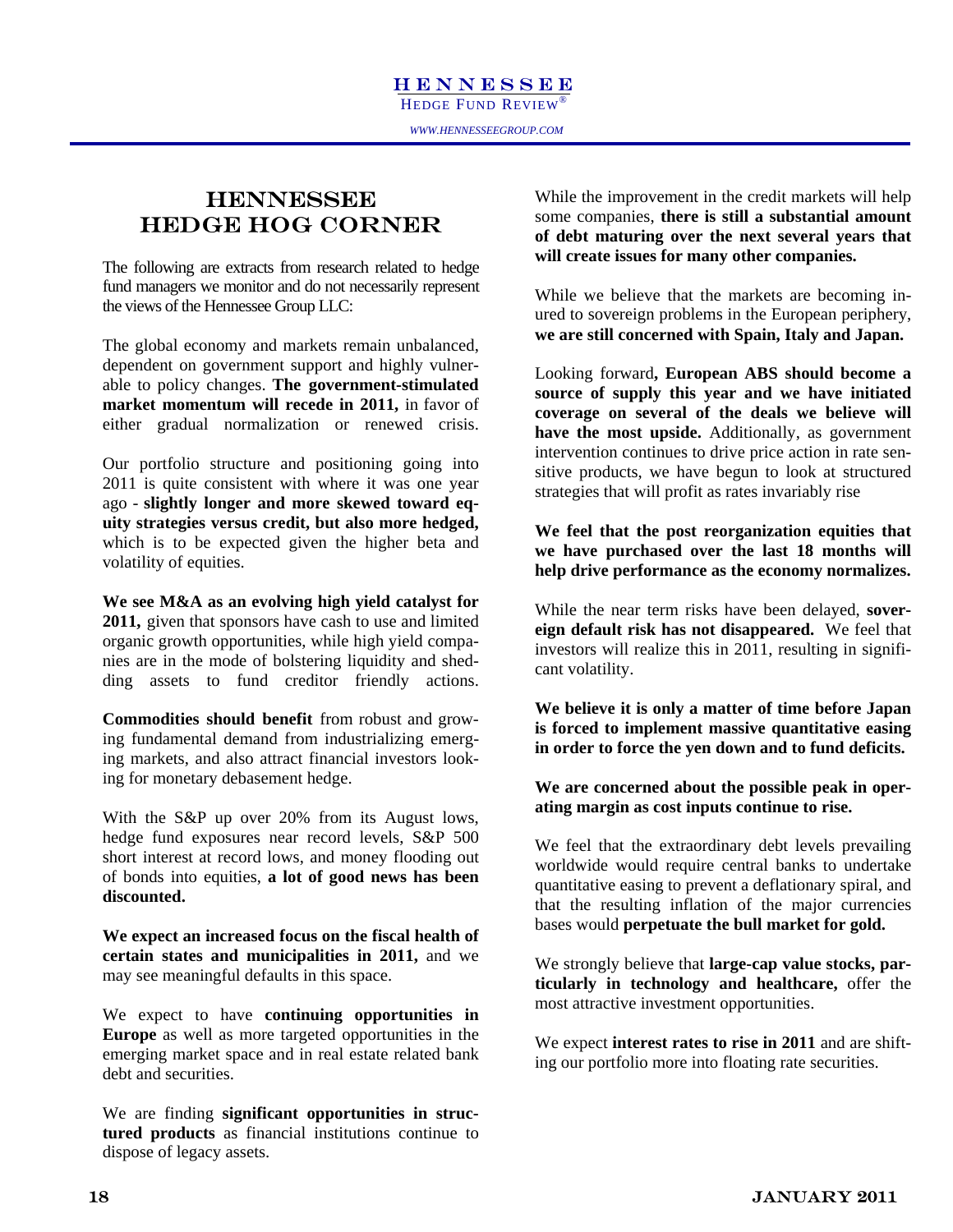# HENNESSEE HEDGE HOG CORNER

The following are extracts from research related to hedge fund managers we monitor and do not necessarily represent the views of the Hennessee Group LLC:

The global economy and markets remain unbalanced, dependent on government support and highly vulnerable to policy changes. **The government-stimulated market momentum will recede in 2011,** in favor of either gradual normalization or renewed crisis.

Our portfolio structure and positioning going into 2011 is quite consistent with where it was one year ago - **slightly longer and more skewed toward equity strategies versus credit, but also more hedged,** which is to be expected given the higher beta and volatility of equities.

**We see M&A as an evolving high yield catalyst for 2011,** given that sponsors have cash to use and limited organic growth opportunities, while high yield companies are in the mode of bolstering liquidity and shedding assets to fund creditor friendly actions.

**Commodities should benefit** from robust and growing fundamental demand from industrializing emerging markets, and also attract financial investors looking for monetary debasement hedge.

With the S&P up over 20% from its August lows, hedge fund exposures near record levels, S&P 500 short interest at record lows, and money flooding out of bonds into equities, **a lot of good news has been discounted.**

**We expect an increased focus on the fiscal health of certain states and municipalities in 2011,** and we may see meaningful defaults in this space.

We expect to have **continuing opportunities in Europe** as well as more targeted opportunities in the emerging market space and in real estate related bank debt and securities.

We are finding **significant opportunities in structured products** as financial institutions continue to dispose of legacy assets.

While the improvement in the credit markets will help some companies, **there is still a substantial amount of debt maturing over the next several years that will create issues for many other companies.**

While we believe that the markets are becoming inured to sovereign problems in the European periphery, **we are still concerned with Spain, Italy and Japan.**

Looking forward**, European ABS should become a source of supply this year and we have initiated coverage on several of the deals we believe will have the most upside.** Additionally, as government intervention continues to drive price action in rate sensitive products, we have begun to look at structured strategies that will profit as rates invariably rise

**We feel that the post reorganization equities that we have purchased over the last 18 months will help drive performance as the economy normalizes.**

While the near term risks have been delayed, **sovereign default risk has not disappeared.** We feel that investors will realize this in 2011, resulting in significant volatility.

**We believe it is only a matter of time before Japan is forced to implement massive quantitative easing in order to force the yen down and to fund deficits.**

**We are concerned about the possible peak in operating margin as cost inputs continue to rise.**

We feel that the extraordinary debt levels prevailing worldwide would require central banks to undertake quantitative easing to prevent a deflationary spiral, and that the resulting inflation of the major currencies bases would **perpetuate the bull market for gold.**

We strongly believe that **large-cap value stocks, particularly in technology and healthcare,** offer the most attractive investment opportunities.

We expect **interest rates to rise in 2011** and are shifting our portfolio more into floating rate securities.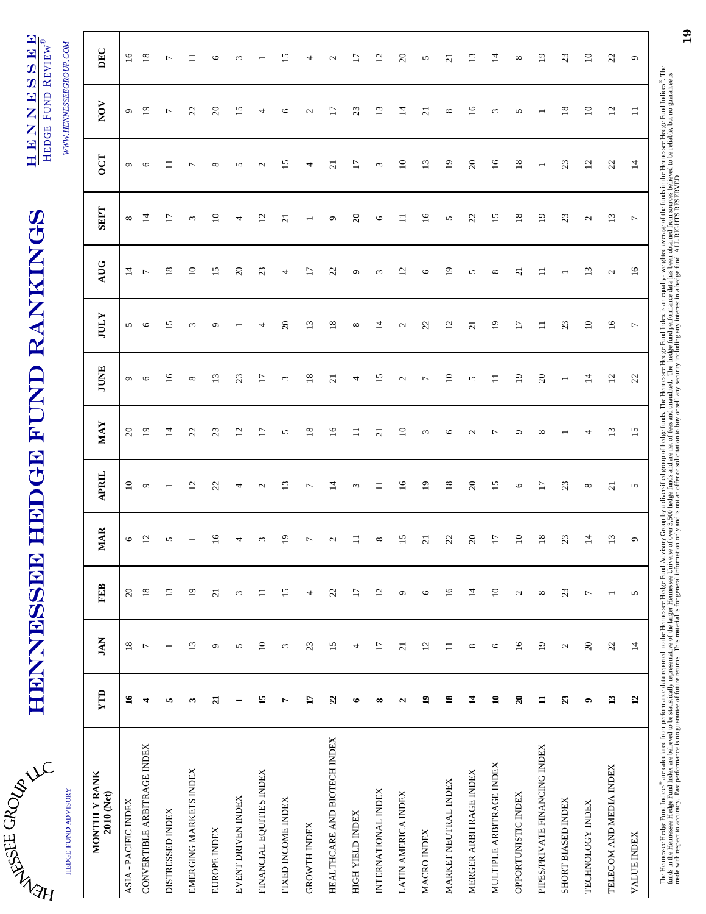# HENNESSEE HEDGE FUND RANKINGS

HENNESSEE GROUP LLC

HEDGE FUND ADVISORY

HENNESSEE HEDGE FUND REVIEW®

WWW.HENNESSEEGROUP.COM

| MONTHLY RANK 2010 (Net) | YTD | JAN | FEB | MAR | APRIL | MAY | JUNE | JULY | AUG | SEPT | OCT | NOV | DEC |
|---|---|---|---|---|---|---|---|---|---|---|---|---|---|
| ASIA - PACIFIC INDEX | **16** | 18 | 20 | 6 | 10 | 20 | 9 | 5 | 14 | 8 | 9 | 9 | 16 |
| CONVERTIBLE ARBITRAGE INDEX | **4** | 7 | 18 | 12 | 9 | 19 | 6 | 6 | 7 | 14 | 6 | 19 | 18 |
| DISTRESSED INDEX | **5** | 1 | 13 | 5 | 1 | 14 | 16 | 15 | 18 | 17 | 11 | 7 | 7 |
| EMERGING MARKETS INDEX | **3** | 13 | 19 | 1 | 12 | 22 | 8 | 3 | 10 | 3 | 7 | 22 | 11 |
| EUROPE INDEX | **21** | 9 | 21 | 16 | 22 | 23 | 13 | 9 | 15 | 10 | 8 | 20 | 6 |
| EVENT DRIVEN INDEX | **1** | 5 | 3 | 4 | 4 | 12 | 23 | 1 | 20 | 4 | 5 | 15 | 3 |
| FINANCIAL EQUITIES INDEX | **15** | 10 | 11 | 3 | 2 | 17 | 17 | 4 | 23 | 12 | 2 | 4 | 1 |
| FIXED INCOME INDEX | **7** | 3 | 15 | 19 | 13 | 5 | 3 | 20 | 4 | 21 | 15 | 6 | 15 |
| GROWTH INDEX | **17** | 23 | 4 | 7 | 7 | 18 | 18 | 13 | 17 | 1 | 4 | 2 | 4 |
| HEALTHCARE AND BIOTECH INDEX | **22** | 15 | 22 | 2 | 14 | 16 | 21 | 18 | 22 | 9 | 21 | 17 | 2 |
| HIGH YIELD INDEX | **6** | 4 | 17 | 11 | 3 | 11 | 4 | 8 | 9 | 20 | 17 | 23 | 17 |
| INTERNATIONAL INDEX | **8** | 17 | 12 | 8 | 11 | 21 | 15 | 14 | 3 | 6 | 3 | 13 | 12 |
| LATIN AMERICA INDEX | **2** | 21 | 9 | 15 | 16 | 10 | 2 | 2 | 12 | 11 | 10 | 14 | 20 |
| MACRO INDEX | **19** | 12 | 6 | 21 | 19 | 3 | 7 | 22 | 6 | 16 | 13 | 21 | 5 |
| MARKET NEUTRAL INDEX | **18** | 11 | 16 | 22 | 18 | 6 | 10 | 12 | 19 | 5 | 19 | 8 | 21 |
| MERGER ARBITRAGE INDEX | **14** | 8 | 14 | 20 | 20 | 2 | 5 | 21 | 5 | 22 | 20 | 16 | 13 |
| MULTIPLE ARBITRAGE INDEX | **10** | 6 | 10 | 17 | 15 | 7 | 11 | 19 | 8 | 15 | 16 | 3 | 14 |
| OPPORTUNISTIC INDEX | **20** | 16 | 2 | 10 | 6 | 9 | 19 | 17 | 21 | 18 | 18 | 5 | 8 |
| PIPES/PRIVATE FINANCING INDEX | **11** | 19 | 8 | 18 | 17 | 8 | 20 | 11 | 11 | 19 | 1 | 1 | 19 |
| SHORT BIASED INDEX | **23** | 2 | 23 | 23 | 23 | 1 | 1 | 23 | 1 | 23 | 23 | 18 | 23 |
| TECHNOLOGY INDEX | **9** | 20 | 7 | 14 | 8 | 4 | 14 | 10 | 13 | 2 | 12 | 10 | 10 |
| TELECOM AND MEDIA INDEX | **13** | 22 | 1 | 13 | 21 | 13 | 12 | 16 | 2 | 13 | 22 | 12 | 22 |
| VALUE INDEX | **12** | 14 | 5 | 9 | 5 | 15 | 22 | 7 | 16 | 7 | 14 | 11 | 9 |

The Hennessee Hedge Fund Indices® are calculated from performance data reported to the Hennessee Hedge Fund Advisory Group by a diversified group of hedge funds. The Hennessee Hedge Fund Index is an equally- weighted average of the funds in the Hennessee Hedge Fund Indices®. The funds in the Hennessee Hedge Fund Index are believed to be statistically representative of the larger Hennessee Universe of over 3,500 hedge funds and are net of fees and unaudited. The hedge fund performance data has been obtained from sources believed to be reliable, but no guarantee is made with respect to accuracy. Past performance is no guarantee of future returns. This material is for general information only and is not an offer or solicitation to buy or sell any security including any interest in a hedge fund. ALL RIGHTS RESERVED.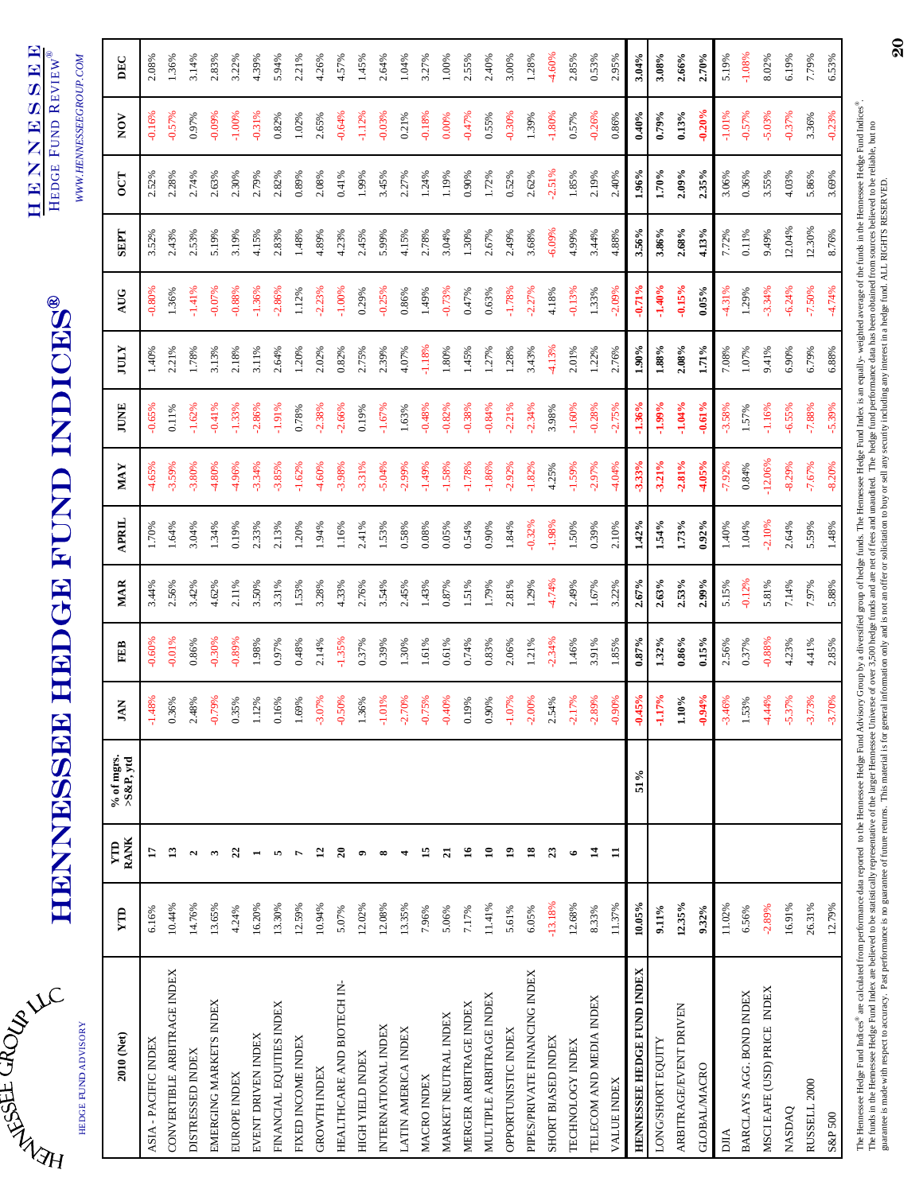# HENNESSEE HEDGE FUND INDICES®

HENNESSEE GROUP LLC
HEDGE FUND ADVISORY

HENNESSEE HEDGE FUND REVIEW®
WWW.HENNESSEEGROUP.COM

| 2010 (Net) | YTD | YTD RANK | % of mgrs. >S&P, ytd | JAN | FEB | MAR | APRIL | MAY | JUNE | JULY | AUG | SEPT | OCT | NOV | DEC |
|---|---|---|---|---|---|---|---|---|---|---|---|---|---|---|---|
| ASIA - PACIFIC INDEX | 6.16% | 17 | | -1.48% | -0.60% | 3.44% | 1.70% | -4.65% | -0.65% | 1.40% | -0.80% | 3.52% | 2.52% | -0.16% | 2.08% |
| CONVERTIBLE ARBITRAGE INDEX | 10.44% | 13 | | 0.36% | -0.01% | 2.56% | 1.64% | -3.59% | 0.11% | 2.21% | 1.36% | 2.43% | 2.28% | -0.57% | 1.36% |
| DISTRESSED INDEX | 14.76% | 2 | | 2.48% | 0.86% | 3.42% | 3.04% | -3.80% | -1.62% | 1.78% | -1.41% | 2.53% | 2.74% | 0.97% | 3.14% |
| EMERGING MARKETS INDEX | 13.65% | 3 | | -0.79% | -0.30% | 4.62% | 1.34% | -4.80% | -0.41% | 3.13% | -0.07% | 5.19% | 2.63% | -0.09% | 2.83% |
| EUROPE INDEX | 4.24% | 22 | | 0.35% | -0.89% | 2.11% | 0.19% | -4.96% | -1.33% | 2.18% | -0.88% | 3.19% | 2.30% | -1.00% | 3.22% |
| EVENT DRIVEN INDEX | 16.20% | 1 | | 1.12% | 1.98% | 3.50% | 2.33% | -3.34% | -2.86% | 3.11% | -1.36% | 4.15% | 2.79% | -0.31% | 4.39% |
| FINANCIAL EQUITIES INDEX | 13.30% | 5 | | 0.16% | 0.97% | 3.31% | 2.13% | -3.85% | -1.91% | 2.64% | -2.86% | 2.83% | 2.82% | 0.82% | 5.94% |
| FIXED INCOME INDEX | 12.59% | 7 | | 1.69% | 0.48% | 1.53% | 1.20% | -1.62% | 0.78% | 1.20% | 1.12% | 1.48% | 0.89% | 1.02% | 2.21% |
| GROWTH INDEX | 10.94% | 12 | | -3.07% | 2.14% | 3.28% | 1.94% | -4.60% | -2.38% | 2.02% | -2.23% | 4.89% | 2.08% | 2.65% | 4.26% |
| HEALTHCARE AND BIOTECH IN- | 5.07% | 20 | | -0.50% | -1.35% | 4.33% | 1.16% | -3.98% | -2.66% | 0.82% | -1.00% | 4.23% | 0.41% | -0.64% | 4.57% |
| HIGH YIELD INDEX | 12.02% | 9 | | 1.36% | 0.37% | 2.76% | 2.41% | -3.31% | 0.19% | 2.75% | 0.29% | 2.45% | 1.99% | -1.12% | 1.45% |
| INTERNATIONAL INDEX | 12.08% | 8 | | -1.01% | 0.39% | 3.54% | 1.53% | -5.04% | -1.67% | 2.39% | -0.25% | 5.99% | 3.45% | -0.03% | 2.64% |
| LATIN AMERICA INDEX | 13.35% | 4 | | -2.70% | 1.30% | 2.45% | 0.58% | -2.99% | 1.63% | 4.07% | 0.86% | 4.15% | 2.27% | 0.21% | 1.04% |
| MACRO INDEX | 7.96% | 15 | | -0.75% | 1.61% | 1.43% | 0.08% | -1.49% | -0.48% | -1.18% | 1.49% | 2.78% | 1.24% | -0.18% | 3.27% |
| MARKET NEUTRAL INDEX | 5.06% | 21 | | -0.40% | 0.61% | 0.87% | 0.05% | -1.58% | -0.82% | 1.80% | -0.73% | 3.04% | 1.19% | 0.00% | 1.00% |
| MERGER ARBITRAGE INDEX | 7.17% | 16 | | 0.19% | 0.74% | 1.51% | 0.54% | -1.78% | -0.38% | 1.45% | 0.47% | 1.30% | 0.90% | -0.47% | 2.55% |
| MULTIPLE ARBITRAGE INDEX | 11.41% | 10 | | 0.90% | 0.83% | 1.79% | 0.90% | -1.86% | -0.84% | 1.27% | 0.63% | 2.67% | 1.72% | 0.55% | 2.40% |
| OPPORTUNISTIC INDEX | 5.61% | 19 | | -1.07% | 2.06% | 2.81% | 1.84% | -2.92% | -2.21% | 1.28% | -1.78% | 2.49% | 0.52% | -0.30% | 3.00% |
| PIPES/PRIVATE FINANCING INDEX | 6.05% | 18 | | -2.00% | 1.21% | 1.29% | -0.32% | -1.82% | -2.34% | 3.43% | -2.27% | 3.68% | 2.62% | 1.39% | 1.28% |
| SHORT BIASED INDEX | -13.18% | 23 | | 2.54% | -2.34% | -4.74% | -1.98% | 4.25% | 3.98% | -4.13% | 4.18% | -6.09% | -2.51% | -1.80% | -4.60% |
| TECHNOLOGY INDEX | 12.68% | 6 | | -2.17% | 1.46% | 2.49% | 1.50% | -1.59% | -1.60% | 2.01% | -0.13% | 4.99% | 1.85% | 0.57% | 2.85% |
| TELECOM AND MEDIA INDEX | 8.33% | 14 | | -2.89% | 3.91% | 1.67% | 0.39% | -2.97% | -0.28% | 1.22% | 1.33% | 3.44% | 2.19% | -0.26% | 0.53% |
| VALUE INDEX | 11.37% | 11 | | -0.90% | 1.85% | 3.22% | 2.10% | -4.04% | -2.75% | 2.76% | -2.09% | 4.88% | 2.40% | 0.86% | 2.95% |
| **HENNESSEE HEDGE FUND INDEX** | **10.05%** | | **51%** | **-0.45%** | **0.87%** | **2.67%** | **1.42%** | **-3.33%** | **-1.36%** | **1.90%** | **-0.71%** | **3.56%** | **1.96%** | **0.40%** | **3.04%** |
| LONG/SHORT EQUITY | **9.11%** | | | **-1.17%** | **1.32%** | **2.63%** | **1.54%** | **-3.21%** | **-1.99%** | **1.88%** | **-1.40%** | **3.86%** | **1.70%** | **0.79%** | **3.08%** |
| ARBITRAGE/EVENT DRIVEN | **12.35%** | | | **1.10%** | **0.86%** | **2.53%** | **1.73%** | **-2.81%** | **-1.04%** | **2.08%** | **-0.15%** | **2.68%** | **2.09%** | **0.13%** | **2.66%** |
| GLOBAL/MACRO | **9.32%** | | | **-0.94%** | **0.15%** | **2.99%** | **0.92%** | **-4.05%** | **-0.61%** | **1.71%** | **0.05%** | **4.13%** | **2.35%** | **-0.20%** | **2.70%** |
| DJIA | 11.02% | | | -3.46% | 2.56% | 5.15% | 1.40% | -7.92% | -3.58% | 7.08% | -4.31% | 7.72% | 3.06% | -1.01% | 5.19% |
| BARCLAYS AGG. BOND INDEX | 6.56% | | | 1.53% | 0.37% | -0.12% | 1.04% | 0.84% | 1.57% | 1.07% | 1.29% | 0.11% | 0.36% | -0.57% | -1.08% |
| MSCI EAFE (USD) PRICE INDEX | -2.89% | | | -4.44% | -0.88% | 5.81% | -2.10% | -12.06% | -1.16% | 9.41% | -3.34% | 9.49% | 3.55% | -5.03% | 8.02% |
| NASDAQ | 16.91% | | | -5.37% | 4.23% | 7.14% | 2.64% | -8.29% | -6.55% | 6.90% | -6.24% | 12.04% | 4.03% | -0.37% | 6.19% |
| RUSSELL 2000 | 26.31% | | | -3.73% | 4.41% | 7.97% | 5.59% | -7.67% | -7.88% | 6.79% | -7.50% | 12.30% | 5.86% | 3.36% | 7.79% |
| S&P 500 | 12.79% | | | -3.70% | 2.85% | 5.88% | 1.48% | -8.20% | -5.39% | 6.88% | -4.74% | 8.76% | 3.69% | -0.23% | 6.53% |

The Hennessee Hedge Fund Indices® are calculated from performance data reported to the Hennessee Hedge Fund Advisory Group by a diversified group of hedge funds. The Hennessee Hedge Fund Index is an equally- weighted average of the funds in the Hennessee Hedge Fund Indices®. The funds in the Hennessee Hedge Fund Index are believed to be statistically representative of the larger Hennessee Universe of over 3,500 hedge funds and are net of fees and unaudited. The hedge fund performance data has been obtained from sources believed to be reliable, but no guarantee is made with respect to accuracy. Past performance is no guarantee of future returns. This material is for general information only and is not an offer or solicitation to buy or sell any security including any interest in a hedge fund. ALL RIGHTS RESERVED.